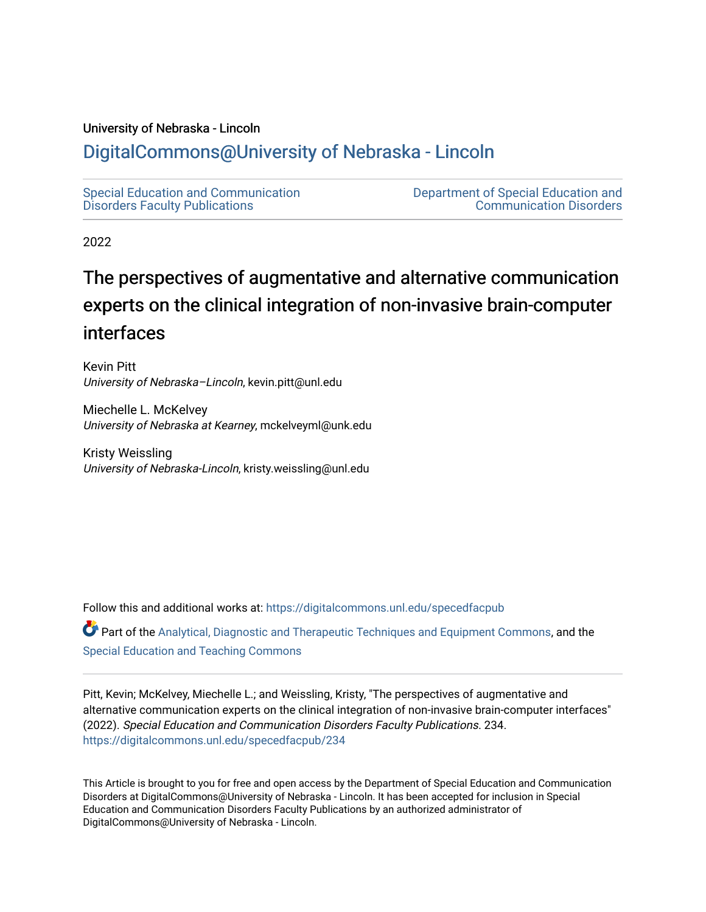University of Nebraska - Lincoln

## DigitalCommons@University of Nebraska - Lincoln

Special Education and Communication Disorders Faculty Publications

Department of Special Education and Communication Disorders

2022

# The perspectives of augmentative and alternative communication experts on the clinical integration of non-invasive brain-computer interfaces

Kevin Pitt
*University of Nebraska–Lincoln*, kevin.pitt@unl.edu

Miechelle L. McKelvey
*University of Nebraska at Kearney*, mckelveyml@unk.edu

Kristy Weissling
*University of Nebraska-Lincoln*, kristy.weissling@unl.edu

Follow this and additional works at: https://digitalcommons.unl.edu/specedfacpub

Part of the Analytical, Diagnostic and Therapeutic Techniques and Equipment Commons, and the Special Education and Teaching Commons

Pitt, Kevin; McKelvey, Miechelle L.; and Weissling, Kristy, "The perspectives of augmentative and alternative communication experts on the clinical integration of non-invasive brain-computer interfaces" (2022). *Special Education and Communication Disorders Faculty Publications*. 234.
https://digitalcommons.unl.edu/specedfacpub/234

This Article is brought to you for free and open access by the Department of Special Education and Communication Disorders at DigitalCommons@University of Nebraska - Lincoln. It has been accepted for inclusion in Special Education and Communication Disorders Faculty Publications by an authorized administrator of DigitalCommons@University of Nebraska - Lincoln.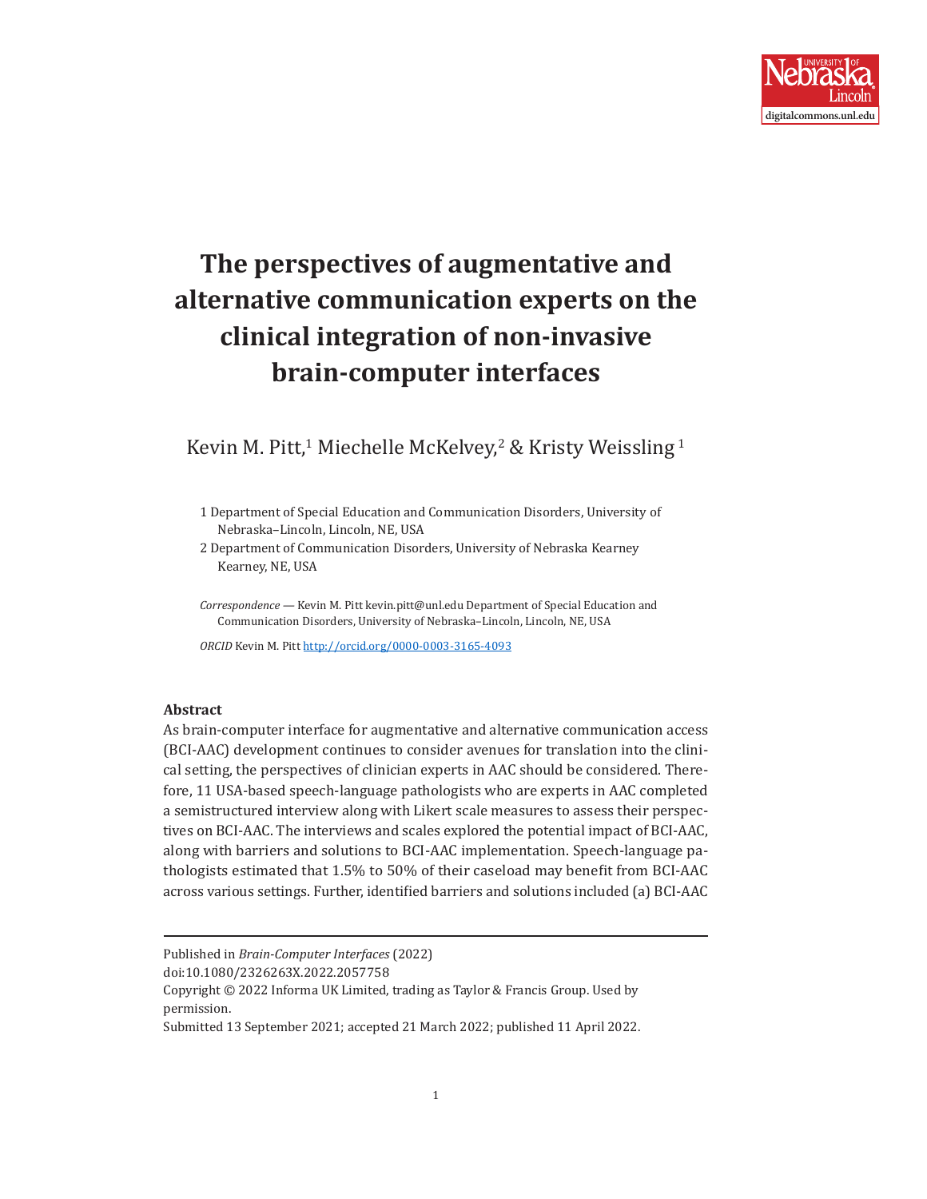# The perspectives of augmentative and alternative communication experts on the clinical integration of non-invasive brain-computer interfaces

Kevin M. Pitt,[1] Miechelle McKelvey,[2] & Kristy Weissling [1]

1 Department of Special Education and Communication Disorders, University of Nebraska–Lincoln, Lincoln, NE, USA

2 Department of Communication Disorders, University of Nebraska Kearney Kearney, NE, USA

*Correspondence* — Kevin M. Pitt kevin.pitt@unl.edu Department of Special Education and Communication Disorders, University of Nebraska–Lincoln, Lincoln, NE, USA

*ORCID* Kevin M. Pitt http://orcid.org/0000-0003-3165-4093

**Abstract**

As brain-computer interface for augmentative and alternative communication access (BCI-AAC) development continues to consider avenues for translation into the clinical setting, the perspectives of clinician experts in AAC should be considered. Therefore, 11 USA-based speech-language pathologists who are experts in AAC completed a semistructured interview along with Likert scale measures to assess their perspectives on BCI-AAC. The interviews and scales explored the potential impact of BCI-AAC, along with barriers and solutions to BCI-AAC implementation. Speech-language pathologists estimated that 1.5% to 50% of their caseload may benefit from BCI-AAC across various settings. Further, identified barriers and solutions included (a) BCI-AAC

---

Published in *Brain-Computer Interfaces* (2022)

doi:10.1080/2326263X.2022.2057758

Copyright © 2022 Informa UK Limited, trading as Taylor & Francis Group. Used by permission.

Submitted 13 September 2021; accepted 21 March 2022; published 11 April 2022.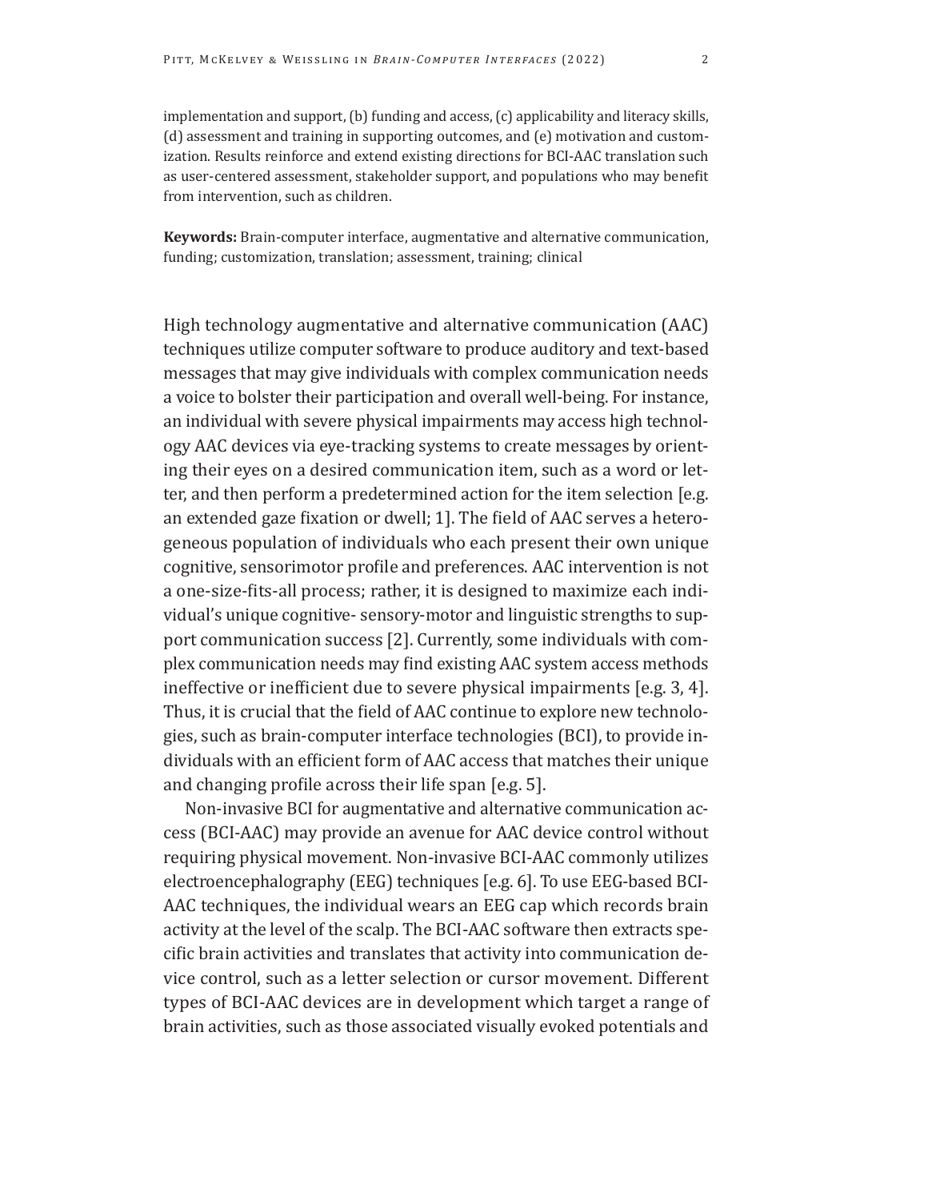implementation and support, (b) funding and access, (c) applicability and literacy skills, (d) assessment and training in supporting outcomes, and (e) motivation and customization. Results reinforce and extend existing directions for BCI-AAC translation such as user-centered assessment, stakeholder support, and populations who may benefit from intervention, such as children.

**Keywords:** Brain-computer interface, augmentative and alternative communication, funding; customization, translation; assessment, training; clinical

High technology augmentative and alternative communication (AAC) techniques utilize computer software to produce auditory and text-based messages that may give individuals with complex communication needs a voice to bolster their participation and overall well-being. For instance, an individual with severe physical impairments may access high technology AAC devices via eye-tracking systems to create messages by orienting their eyes on a desired communication item, such as a word or letter, and then perform a predetermined action for the item selection [e.g. an extended gaze fixation or dwell; 1]. The field of AAC serves a heterogeneous population of individuals who each present their own unique cognitive, sensorimotor profile and preferences. AAC intervention is not a one-size-fits-all process; rather, it is designed to maximize each individual's unique cognitive- sensory-motor and linguistic strengths to support communication success [2]. Currently, some individuals with complex communication needs may find existing AAC system access methods ineffective or inefficient due to severe physical impairments [e.g. 3, 4]. Thus, it is crucial that the field of AAC continue to explore new technologies, such as brain-computer interface technologies (BCI), to provide individuals with an efficient form of AAC access that matches their unique and changing profile across their life span [e.g. 5].

Non-invasive BCI for augmentative and alternative communication access (BCI-AAC) may provide an avenue for AAC device control without requiring physical movement. Non-invasive BCI-AAC commonly utilizes electroencephalography (EEG) techniques [e.g. 6]. To use EEG-based BCI-AAC techniques, the individual wears an EEG cap which records brain activity at the level of the scalp. The BCI-AAC software then extracts specific brain activities and translates that activity into communication device control, such as a letter selection or cursor movement. Different types of BCI-AAC devices are in development which target a range of brain activities, such as those associated visually evoked potentials and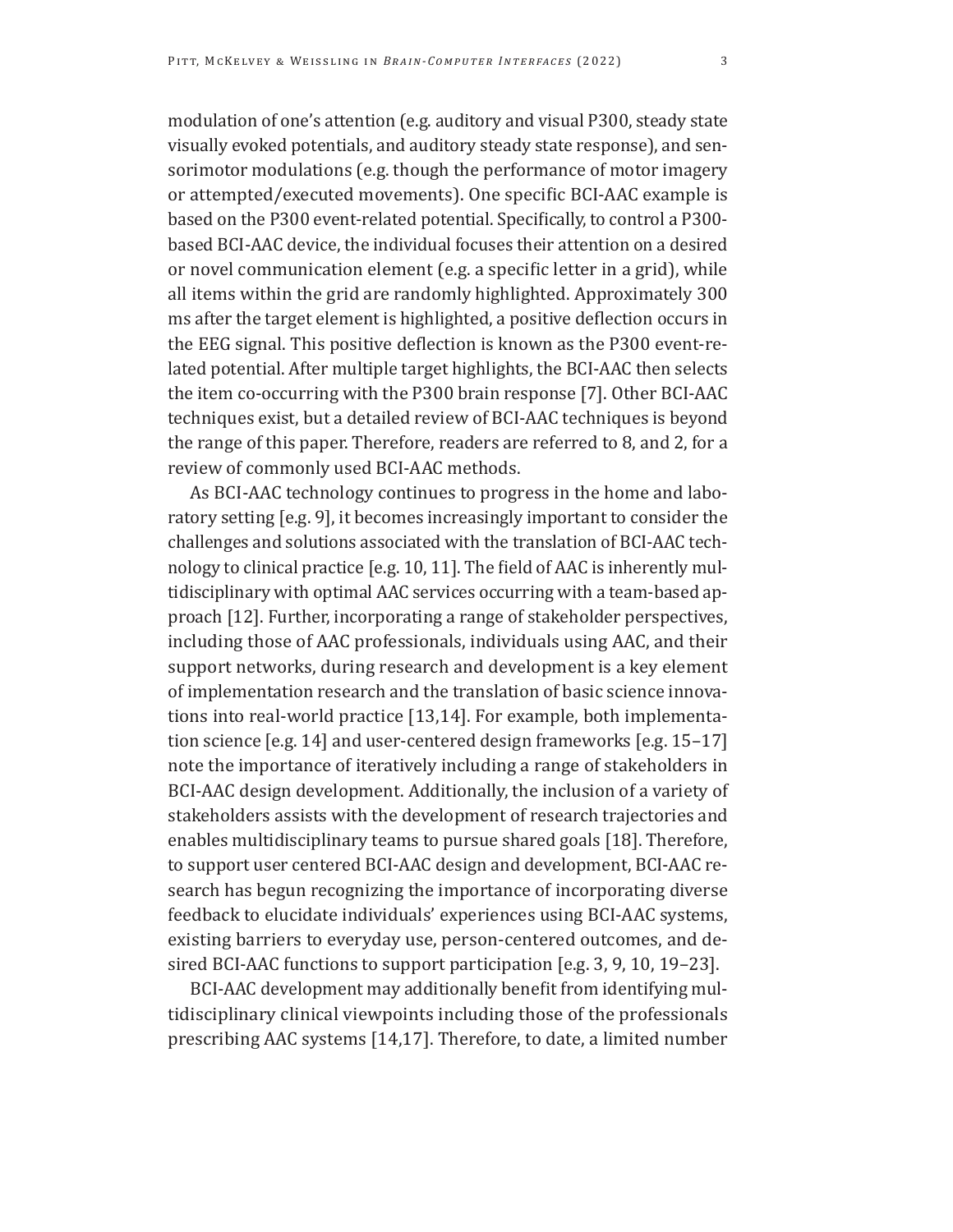modulation of one's attention (e.g. auditory and visual P300, steady state visually evoked potentials, and auditory steady state response), and sensorimotor modulations (e.g. though the performance of motor imagery or attempted/executed movements). One specific BCI-AAC example is based on the P300 event-related potential. Specifically, to control a P300-based BCI-AAC device, the individual focuses their attention on a desired or novel communication element (e.g. a specific letter in a grid), while all items within the grid are randomly highlighted. Approximately 300 ms after the target element is highlighted, a positive deflection occurs in the EEG signal. This positive deflection is known as the P300 event-related potential. After multiple target highlights, the BCI-AAC then selects the item co-occurring with the P300 brain response [7]. Other BCI-AAC techniques exist, but a detailed review of BCI-AAC techniques is beyond the range of this paper. Therefore, readers are referred to 8, and 2, for a review of commonly used BCI-AAC methods.

As BCI-AAC technology continues to progress in the home and laboratory setting [e.g. 9], it becomes increasingly important to consider the challenges and solutions associated with the translation of BCI-AAC technology to clinical practice [e.g. 10, 11]. The field of AAC is inherently multidisciplinary with optimal AAC services occurring with a team-based approach [12]. Further, incorporating a range of stakeholder perspectives, including those of AAC professionals, individuals using AAC, and their support networks, during research and development is a key element of implementation research and the translation of basic science innovations into real-world practice [13,14]. For example, both implementation science [e.g. 14] and user-centered design frameworks [e.g. 15–17] note the importance of iteratively including a range of stakeholders in BCI-AAC design development. Additionally, the inclusion of a variety of stakeholders assists with the development of research trajectories and enables multidisciplinary teams to pursue shared goals [18]. Therefore, to support user centered BCI-AAC design and development, BCI-AAC research has begun recognizing the importance of incorporating diverse feedback to elucidate individuals' experiences using BCI-AAC systems, existing barriers to everyday use, person-centered outcomes, and desired BCI-AAC functions to support participation [e.g. 3, 9, 10, 19–23].

BCI-AAC development may additionally benefit from identifying multidisciplinary clinical viewpoints including those of the professionals prescribing AAC systems [14,17]. Therefore, to date, a limited number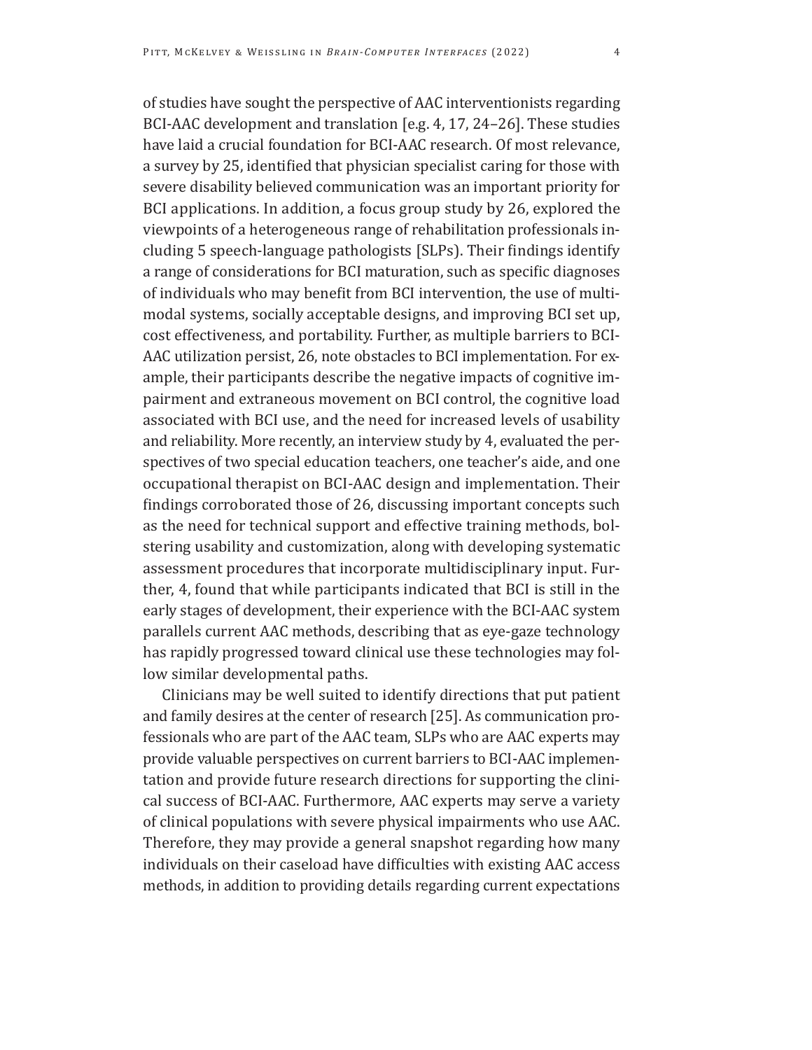of studies have sought the perspective of AAC interventionists regarding BCI-AAC development and translation [e.g. 4, 17, 24–26]. These studies have laid a crucial foundation for BCI-AAC research. Of most relevance, a survey by 25, identified that physician specialist caring for those with severe disability believed communication was an important priority for BCI applications. In addition, a focus group study by 26, explored the viewpoints of a heterogeneous range of rehabilitation professionals including 5 speech-language pathologists [SLPs]. Their findings identify a range of considerations for BCI maturation, such as specific diagnoses of individuals who may benefit from BCI intervention, the use of multimodal systems, socially acceptable designs, and improving BCI set up, cost effectiveness, and portability. Further, as multiple barriers to BCI-AAC utilization persist, 26, note obstacles to BCI implementation. For example, their participants describe the negative impacts of cognitive impairment and extraneous movement on BCI control, the cognitive load associated with BCI use, and the need for increased levels of usability and reliability. More recently, an interview study by 4, evaluated the perspectives of two special education teachers, one teacher's aide, and one occupational therapist on BCI-AAC design and implementation. Their findings corroborated those of 26, discussing important concepts such as the need for technical support and effective training methods, bolstering usability and customization, along with developing systematic assessment procedures that incorporate multidisciplinary input. Further, 4, found that while participants indicated that BCI is still in the early stages of development, their experience with the BCI-AAC system parallels current AAC methods, describing that as eye-gaze technology has rapidly progressed toward clinical use these technologies may follow similar developmental paths.

Clinicians may be well suited to identify directions that put patient and family desires at the center of research [25]. As communication professionals who are part of the AAC team, SLPs who are AAC experts may provide valuable perspectives on current barriers to BCI-AAC implementation and provide future research directions for supporting the clinical success of BCI-AAC. Furthermore, AAC experts may serve a variety of clinical populations with severe physical impairments who use AAC. Therefore, they may provide a general snapshot regarding how many individuals on their caseload have difficulties with existing AAC access methods, in addition to providing details regarding current expectations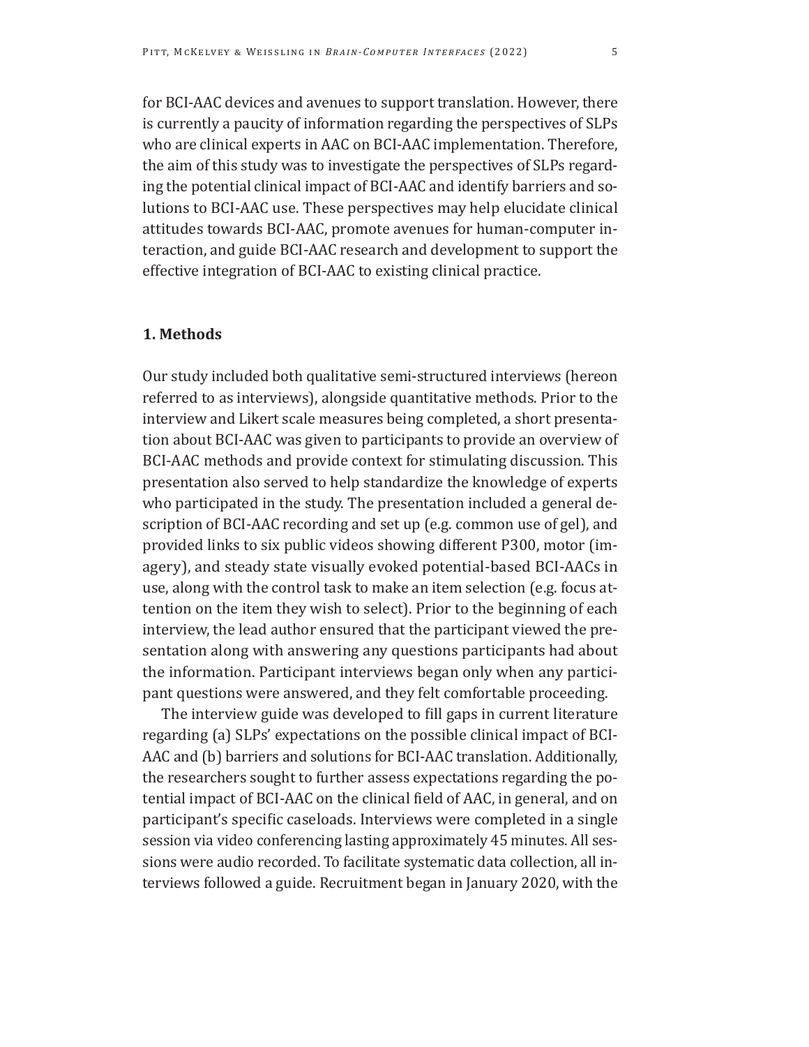for BCI-AAC devices and avenues to support translation. However, there is currently a paucity of information regarding the perspectives of SLPs who are clinical experts in AAC on BCI-AAC implementation. Therefore, the aim of this study was to investigate the perspectives of SLPs regarding the potential clinical impact of BCI-AAC and identify barriers and solutions to BCI-AAC use. These perspectives may help elucidate clinical attitudes towards BCI-AAC, promote avenues for human-computer interaction, and guide BCI-AAC research and development to support the effective integration of BCI-AAC to existing clinical practice.

## 1. Methods

Our study included both qualitative semi-structured interviews (hereon referred to as interviews), alongside quantitative methods. Prior to the interview and Likert scale measures being completed, a short presentation about BCI-AAC was given to participants to provide an overview of BCI-AAC methods and provide context for stimulating discussion. This presentation also served to help standardize the knowledge of experts who participated in the study. The presentation included a general description of BCI-AAC recording and set up (e.g. common use of gel), and provided links to six public videos showing different P300, motor (imagery), and steady state visually evoked potential-based BCI-AACs in use, along with the control task to make an item selection (e.g. focus attention on the item they wish to select). Prior to the beginning of each interview, the lead author ensured that the participant viewed the presentation along with answering any questions participants had about the information. Participant interviews began only when any participant questions were answered, and they felt comfortable proceeding.

The interview guide was developed to fill gaps in current literature regarding (a) SLPs' expectations on the possible clinical impact of BCI-AAC and (b) barriers and solutions for BCI-AAC translation. Additionally, the researchers sought to further assess expectations regarding the potential impact of BCI-AAC on the clinical field of AAC, in general, and on participant's specific caseloads. Interviews were completed in a single session via video conferencing lasting approximately 45 minutes. All sessions were audio recorded. To facilitate systematic data collection, all interviews followed a guide. Recruitment began in January 2020, with the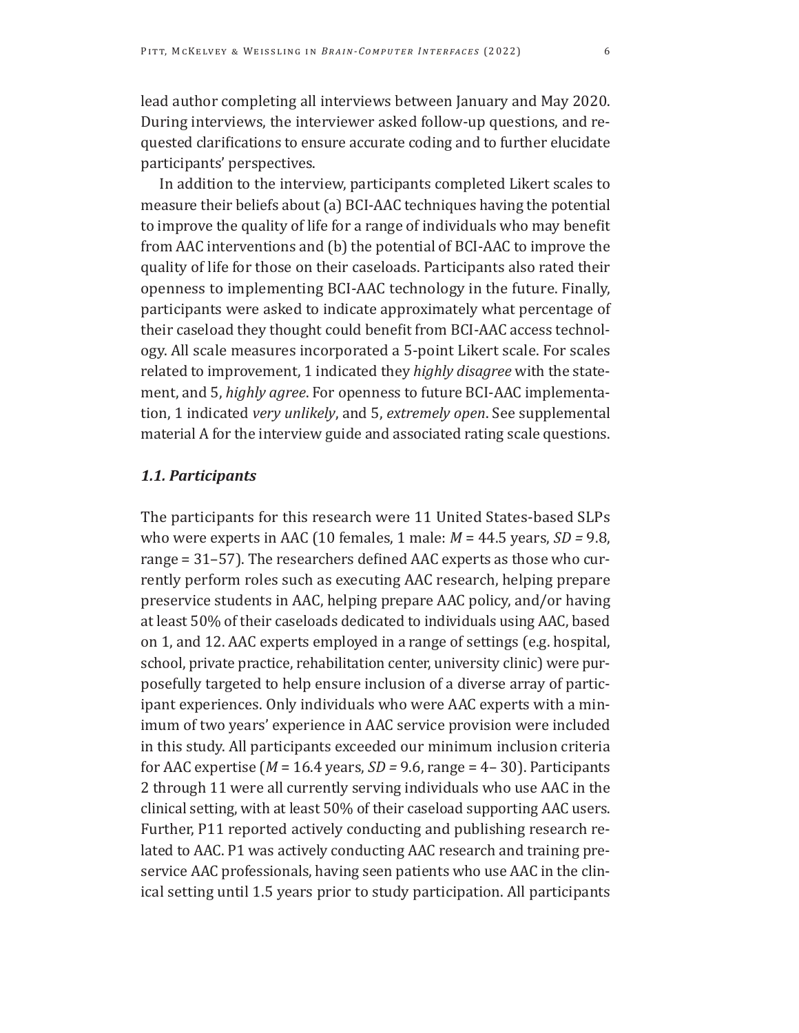lead author completing all interviews between January and May 2020. During interviews, the interviewer asked follow-up questions, and requested clarifications to ensure accurate coding and to further elucidate participants' perspectives.

In addition to the interview, participants completed Likert scales to measure their beliefs about (a) BCI-AAC techniques having the potential to improve the quality of life for a range of individuals who may benefit from AAC interventions and (b) the potential of BCI-AAC to improve the quality of life for those on their caseloads. Participants also rated their openness to implementing BCI-AAC technology in the future. Finally, participants were asked to indicate approximately what percentage of their caseload they thought could benefit from BCI-AAC access technology. All scale measures incorporated a 5-point Likert scale. For scales related to improvement, 1 indicated they *highly disagree* with the statement, and 5, *highly agree*. For openness to future BCI-AAC implementation, 1 indicated *very unlikely*, and 5, *extremely open*. See supplemental material A for the interview guide and associated rating scale questions.

### *1.1. Participants*

The participants for this research were 11 United States-based SLPs who were experts in AAC (10 females, 1 male: $M$ = 44.5 years, $SD$ = 9.8, range = 31–57). The researchers defined AAC experts as those who currently perform roles such as executing AAC research, helping prepare preservice students in AAC, helping prepare AAC policy, and/or having at least 50% of their caseloads dedicated to individuals using AAC, based on 1, and 12. AAC experts employed in a range of settings (e.g. hospital, school, private practice, rehabilitation center, university clinic) were purposefully targeted to help ensure inclusion of a diverse array of participant experiences. Only individuals who were AAC experts with a minimum of two years' experience in AAC service provision were included in this study. All participants exceeded our minimum inclusion criteria for AAC expertise ($M$ = 16.4 years, $SD$ = 9.6, range = 4– 30). Participants 2 through 11 were all currently serving individuals who use AAC in the clinical setting, with at least 50% of their caseload supporting AAC users. Further, P11 reported actively conducting and publishing research related to AAC. P1 was actively conducting AAC research and training preservice AAC professionals, having seen patients who use AAC in the clinical setting until 1.5 years prior to study participation. All participants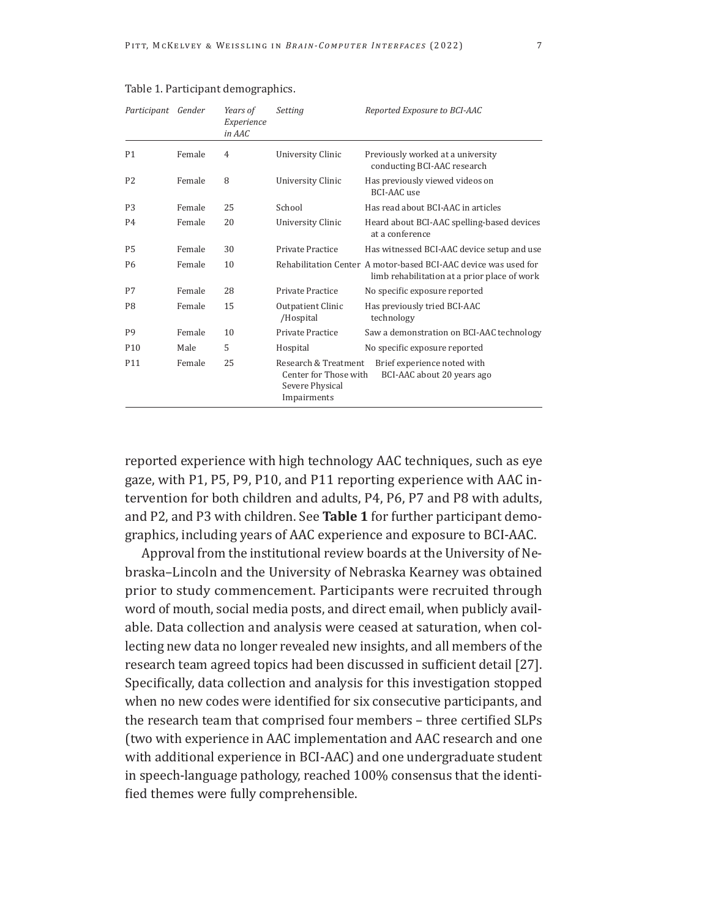Table 1. Participant demographics.

| *Participant* | *Gender* | *Years of Experience in AAC* | *Setting* | *Reported Exposure to BCI-AAC* |
|---|---|---|---|---|
| P1 | Female | 4 | University Clinic | Previously worked at a university conducting BCI-AAC research |
| P2 | Female | 8 | University Clinic | Has previously viewed videos on BCI-AAC use |
| P3 | Female | 25 | School | Has read about BCI-AAC in articles |
| P4 | Female | 20 | University Clinic | Heard about BCI-AAC spelling-based devices at a conference |
| P5 | Female | 30 | Private Practice | Has witnessed BCI-AAC device setup and use |
| P6 | Female | 10 | Rehabilitation Center | A motor-based BCI-AAC device was used for limb rehabilitation at a prior place of work |
| P7 | Female | 28 | Private Practice | No specific exposure reported |
| P8 | Female | 15 | Outpatient Clinic /Hospital | Has previously tried BCI-AAC technology |
| P9 | Female | 10 | Private Practice | Saw a demonstration on BCI-AAC technology |
| P10 | Male | 5 | Hospital | No specific exposure reported |
| P11 | Female | 25 | Research & Treatment Center for Those with Severe Physical Impairments | Brief experience noted with BCI-AAC about 20 years ago |

reported experience with high technology AAC techniques, such as eye gaze, with P1, P5, P9, P10, and P11 reporting experience with AAC intervention for both children and adults, P4, P6, P7 and P8 with adults, and P2, and P3 with children. See **Table 1** for further participant demographics, including years of AAC experience and exposure to BCI-AAC.

Approval from the institutional review boards at the University of Nebraska–Lincoln and the University of Nebraska Kearney was obtained prior to study commencement. Participants were recruited through word of mouth, social media posts, and direct email, when publicly available. Data collection and analysis were ceased at saturation, when collecting new data no longer revealed new insights, and all members of the research team agreed topics had been discussed in sufficient detail [27]. Specifically, data collection and analysis for this investigation stopped when no new codes were identified for six consecutive participants, and the research team that comprised four members – three certified SLPs (two with experience in AAC implementation and AAC research and one with additional experience in BCI-AAC) and one undergraduate student in speech-language pathology, reached 100% consensus that the identified themes were fully comprehensible.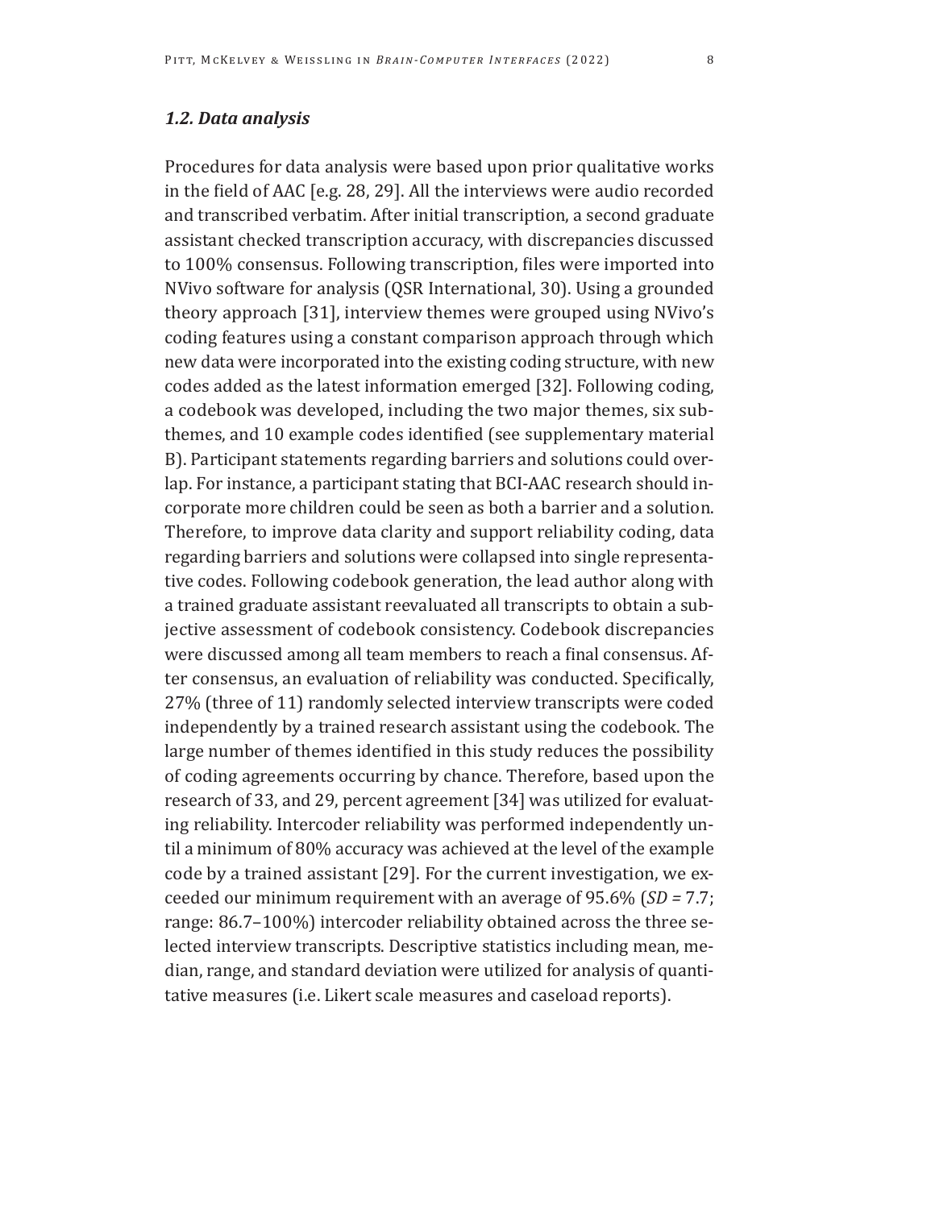### *1.2. Data analysis*

Procedures for data analysis were based upon prior qualitative works in the field of AAC [e.g. 28, 29]. All the interviews were audio recorded and transcribed verbatim. After initial transcription, a second graduate assistant checked transcription accuracy, with discrepancies discussed to 100% consensus. Following transcription, files were imported into NVivo software for analysis (QSR International, 30). Using a grounded theory approach [31], interview themes were grouped using NVivo's coding features using a constant comparison approach through which new data were incorporated into the existing coding structure, with new codes added as the latest information emerged [32]. Following coding, a codebook was developed, including the two major themes, six subthemes, and 10 example codes identified (see supplementary material B). Participant statements regarding barriers and solutions could overlap. For instance, a participant stating that BCI-AAC research should incorporate more children could be seen as both a barrier and a solution. Therefore, to improve data clarity and support reliability coding, data regarding barriers and solutions were collapsed into single representative codes. Following codebook generation, the lead author along with a trained graduate assistant reevaluated all transcripts to obtain a subjective assessment of codebook consistency. Codebook discrepancies were discussed among all team members to reach a final consensus. After consensus, an evaluation of reliability was conducted. Specifically, 27% (three of 11) randomly selected interview transcripts were coded independently by a trained research assistant using the codebook. The large number of themes identified in this study reduces the possibility of coding agreements occurring by chance. Therefore, based upon the research of 33, and 29, percent agreement [34] was utilized for evaluating reliability. Intercoder reliability was performed independently until a minimum of 80% accuracy was achieved at the level of the example code by a trained assistant [29]. For the current investigation, we exceeded our minimum requirement with an average of 95.6% (*SD* = 7.7; range: 86.7–100%) intercoder reliability obtained across the three selected interview transcripts. Descriptive statistics including mean, median, range, and standard deviation were utilized for analysis of quantitative measures (i.e. Likert scale measures and caseload reports).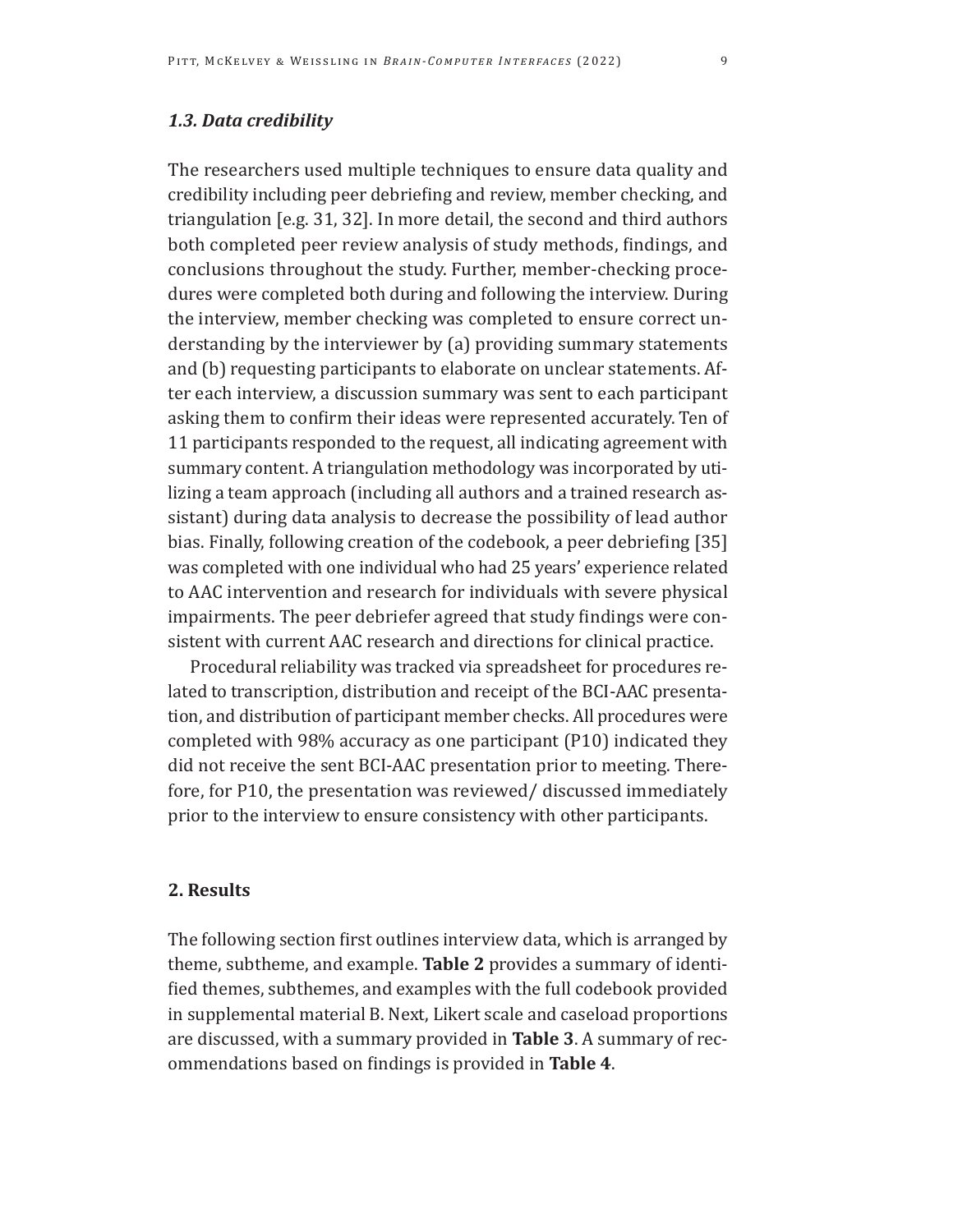### *1.3. Data credibility*

The researchers used multiple techniques to ensure data quality and credibility including peer debriefing and review, member checking, and triangulation [e.g. 31, 32]. In more detail, the second and third authors both completed peer review analysis of study methods, findings, and conclusions throughout the study. Further, member-checking procedures were completed both during and following the interview. During the interview, member checking was completed to ensure correct understanding by the interviewer by (a) providing summary statements and (b) requesting participants to elaborate on unclear statements. After each interview, a discussion summary was sent to each participant asking them to confirm their ideas were represented accurately. Ten of 11 participants responded to the request, all indicating agreement with summary content. A triangulation methodology was incorporated by utilizing a team approach (including all authors and a trained research assistant) during data analysis to decrease the possibility of lead author bias. Finally, following creation of the codebook, a peer debriefing [35] was completed with one individual who had 25 years' experience related to AAC intervention and research for individuals with severe physical impairments. The peer debriefer agreed that study findings were consistent with current AAC research and directions for clinical practice.

Procedural reliability was tracked via spreadsheet for procedures related to transcription, distribution and receipt of the BCI-AAC presentation, and distribution of participant member checks. All procedures were completed with 98% accuracy as one participant (P10) indicated they did not receive the sent BCI-AAC presentation prior to meeting. Therefore, for P10, the presentation was reviewed/ discussed immediately prior to the interview to ensure consistency with other participants.

## 2. Results

The following section first outlines interview data, which is arranged by theme, subtheme, and example. **Table 2** provides a summary of identified themes, subthemes, and examples with the full codebook provided in supplemental material B. Next, Likert scale and caseload proportions are discussed, with a summary provided in **Table 3**. A summary of recommendations based on findings is provided in **Table 4**.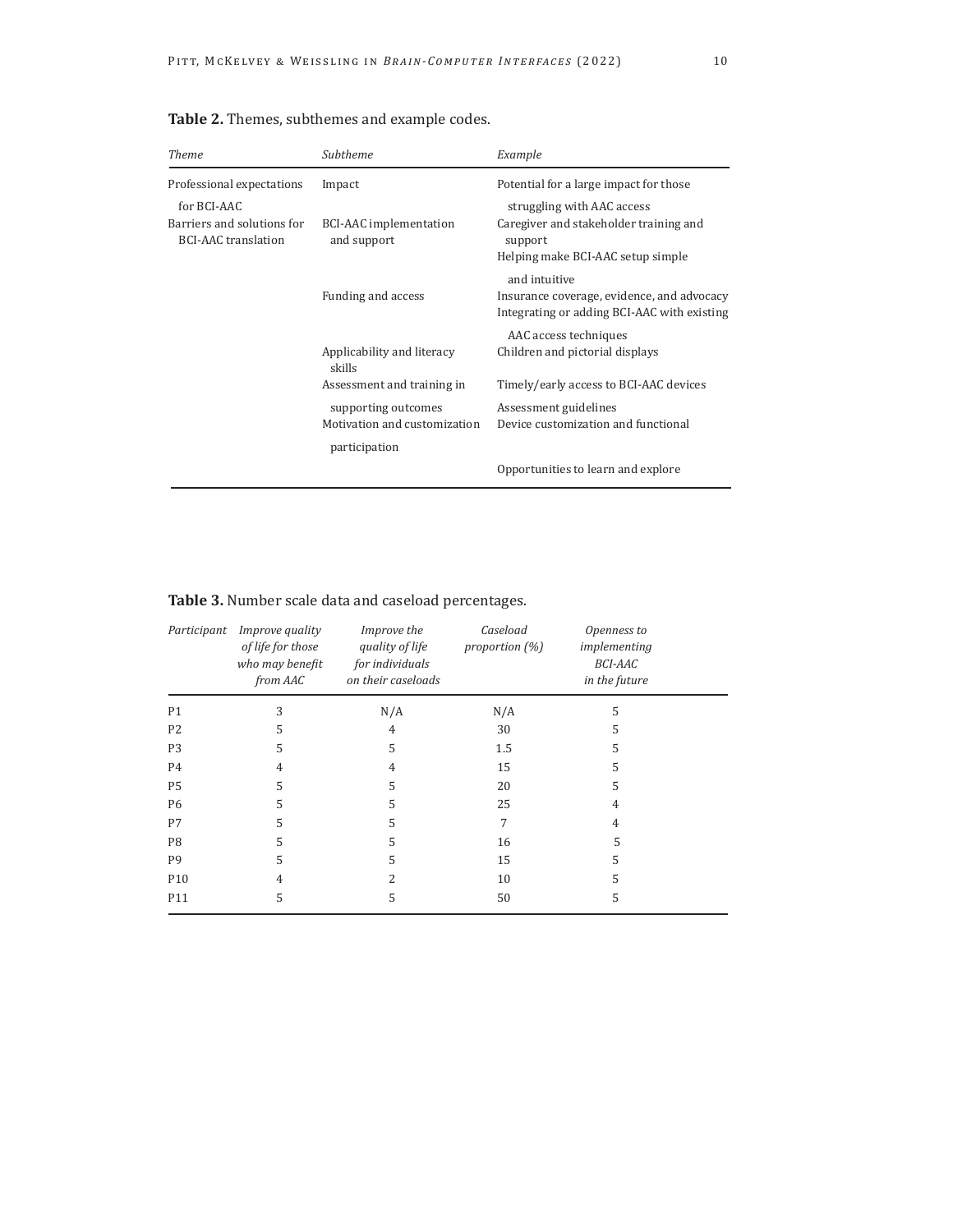**Table 2.** Themes, subthemes and example codes.

| *Theme* | *Subtheme* | *Example* |
|---|---|---|
| Professional expectations for BCI-AAC | Impact | Potential for a large impact for those struggling with AAC access |
| Barriers and solutions for BCI-AAC translation | BCI-AAC implementation and support | Caregiver and stakeholder training and support |
| | | Helping make BCI-AAC setup simple and intuitive |
| | Funding and access | Insurance coverage, evidence, and advocacy |
| | | Integrating or adding BCI-AAC with existing AAC access techniques |
| | Applicability and literacy skills | Children and pictorial displays |
| | Assessment and training in supporting outcomes | Timely/early access to BCI-AAC devices |
| | | Assessment guidelines |
| | Motivation and customization | Device customization and functional participation |
| | | Opportunities to learn and explore |

**Table 3.** Number scale data and caseload percentages.

| *Participant* | *Improve quality of life for those who may benefit from AAC* | *Improve the quality of life for individuals on their caseloads* | *Caseload proportion (%)* | *Openness to implementing BCI-AAC in the future* |
|---|---|---|---|---|
| P1 | 3 | N/A | N/A | 5 |
| P2 | 5 | 4 | 30 | 5 |
| P3 | 5 | 5 | 1.5 | 5 |
| P4 | 4 | 4 | 15 | 5 |
| P5 | 5 | 5 | 20 | 5 |
| P6 | 5 | 5 | 25 | 4 |
| P7 | 5 | 5 | 7 | 4 |
| P8 | 5 | 5 | 16 | 5 |
| P9 | 5 | 5 | 15 | 5 |
| P10 | 4 | 2 | 10 | 5 |
| P11 | 5 | 5 | 50 | 5 |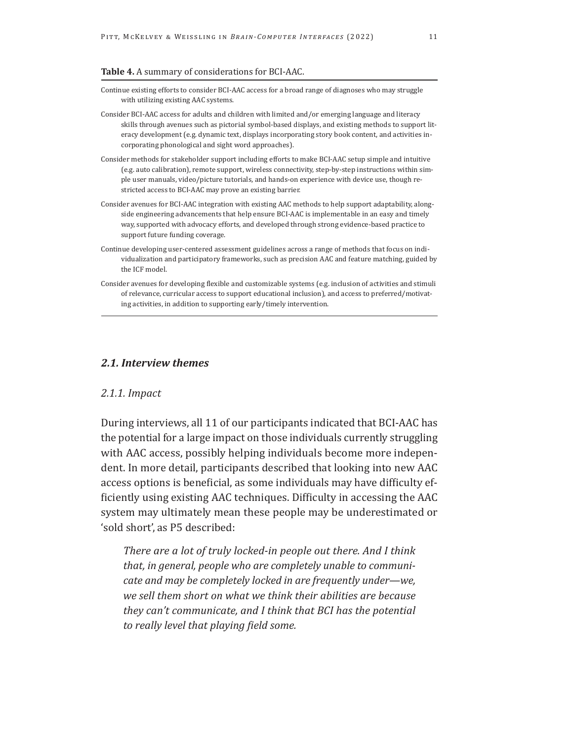**Table 4.** A summary of considerations for BCI-AAC.

| |
|---|
| Continue existing efforts to consider BCI-AAC access for a broad range of diagnoses who may struggle with utilizing existing AAC systems. |
| Consider BCI-AAC access for adults and children with limited and/or emerging language and literacy skills through avenues such as pictorial symbol-based displays, and existing methods to support literacy development (e.g. dynamic text, displays incorporating story book content, and activities incorporating phonological and sight word approaches). |
| Consider methods for stakeholder support including efforts to make BCI-AAC setup simple and intuitive (e.g. auto calibration), remote support, wireless connectivity, step-by-step instructions within simple user manuals, video/picture tutorials, and hands-on experience with device use, though restricted access to BCI-AAC may prove an existing barrier. |
| Consider avenues for BCI-AAC integration with existing AAC methods to help support adaptability, alongside engineering advancements that help ensure BCI-AAC is implementable in an easy and timely way, supported with advocacy efforts, and developed through strong evidence-based practice to support future funding coverage. |
| Continue developing user-centered assessment guidelines across a range of methods that focus on individualization and participatory frameworks, such as precision AAC and feature matching, guided by the ICF model. |
| Consider avenues for developing flexible and customizable systems (e.g. inclusion of activities and stimuli of relevance, curricular access to support educational inclusion), and access to preferred/motivating activities, in addition to supporting early/timely intervention. |

## *2.1. Interview themes*

### *2.1.1. Impact*

During interviews, all 11 of our participants indicated that BCI-AAC has the potential for a large impact on those individuals currently struggling with AAC access, possibly helping individuals become more independent. In more detail, participants described that looking into new AAC access options is beneficial, as some individuals may have difficulty efficiently using existing AAC techniques. Difficulty in accessing the AAC system may ultimately mean these people may be underestimated or 'sold short', as P5 described:

> *There are a lot of truly locked-in people out there. And I think that, in general, people who are completely unable to communicate and may be completely locked in are frequently under—we, we sell them short on what we think their abilities are because they can't communicate, and I think that BCI has the potential to really level that playing field some.*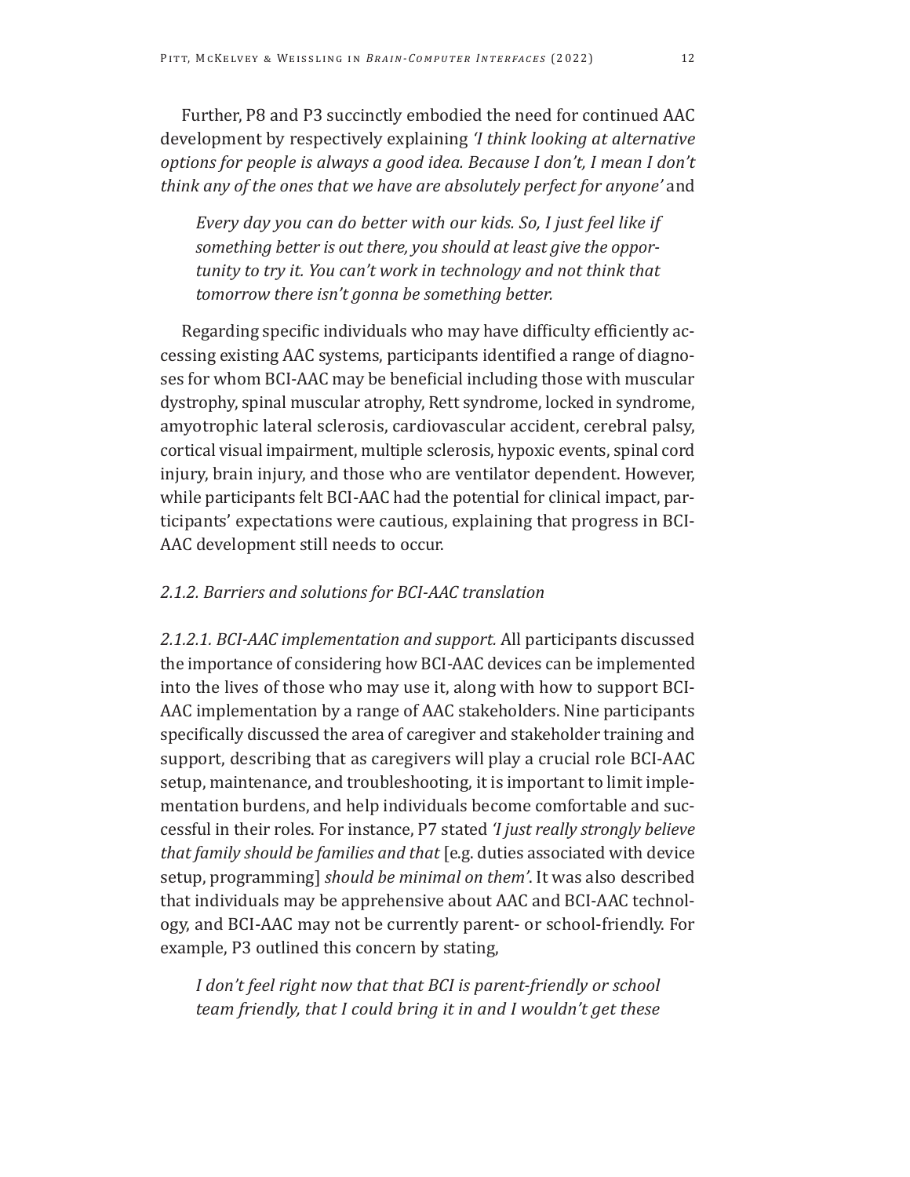Further, P8 and P3 succinctly embodied the need for continued AAC development by respectively explaining *'I think looking at alternative options for people is always a good idea. Because I don't, I mean I don't think any of the ones that we have are absolutely perfect for anyone'* and

> *Every day you can do better with our kids. So, I just feel like if something better is out there, you should at least give the opportunity to try it. You can't work in technology and not think that tomorrow there isn't gonna be something better.*

Regarding specific individuals who may have difficulty efficiently accessing existing AAC systems, participants identified a range of diagnoses for whom BCI-AAC may be beneficial including those with muscular dystrophy, spinal muscular atrophy, Rett syndrome, locked in syndrome, amyotrophic lateral sclerosis, cardiovascular accident, cerebral palsy, cortical visual impairment, multiple sclerosis, hypoxic events, spinal cord injury, brain injury, and those who are ventilator dependent. However, while participants felt BCI-AAC had the potential for clinical impact, participants' expectations were cautious, explaining that progress in BCI-AAC development still needs to occur.

#### *2.1.2. Barriers and solutions for BCI-AAC translation*

*2.1.2.1. BCI-AAC implementation and support.* All participants discussed the importance of considering how BCI-AAC devices can be implemented into the lives of those who may use it, along with how to support BCI-AAC implementation by a range of AAC stakeholders. Nine participants specifically discussed the area of caregiver and stakeholder training and support, describing that as caregivers will play a crucial role BCI-AAC setup, maintenance, and troubleshooting, it is important to limit implementation burdens, and help individuals become comfortable and successful in their roles. For instance, P7 stated *'I just really strongly believe that family should be families and that* [e.g. duties associated with device setup, programming] *should be minimal on them'*. It was also described that individuals may be apprehensive about AAC and BCI-AAC technology, and BCI-AAC may not be currently parent- or school-friendly. For example, P3 outlined this concern by stating,

> *I don't feel right now that that BCI is parent-friendly or school team friendly, that I could bring it in and I wouldn't get these*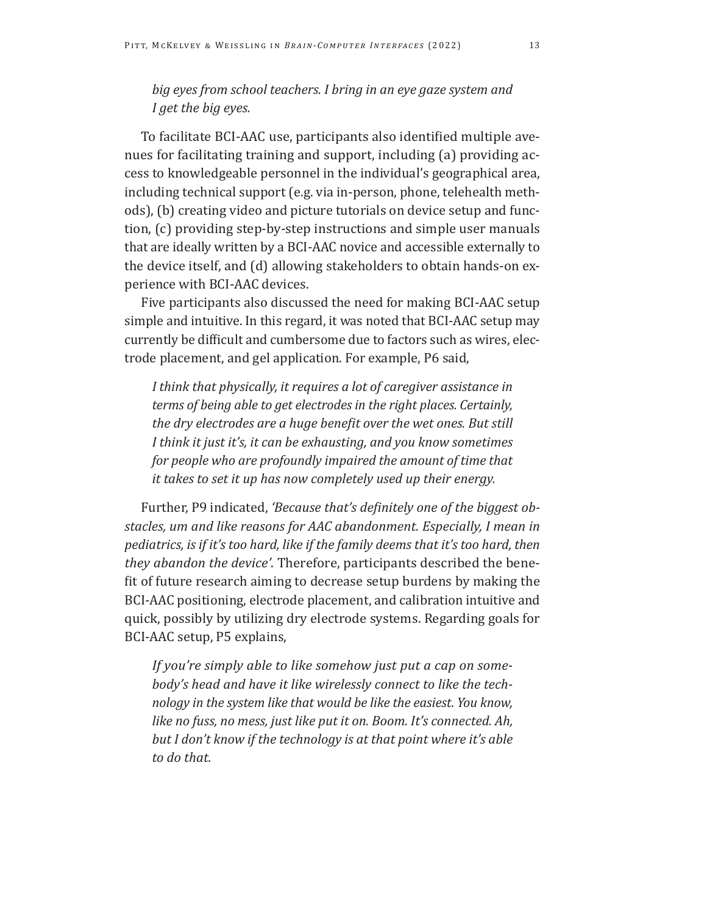*big eyes from school teachers. I bring in an eye gaze system and I get the big eyes.*

To facilitate BCI-AAC use, participants also identified multiple avenues for facilitating training and support, including (a) providing access to knowledgeable personnel in the individual's geographical area, including technical support (e.g. via in-person, phone, telehealth methods), (b) creating video and picture tutorials on device setup and function, (c) providing step-by-step instructions and simple user manuals that are ideally written by a BCI-AAC novice and accessible externally to the device itself, and (d) allowing stakeholders to obtain hands-on experience with BCI-AAC devices.

Five participants also discussed the need for making BCI-AAC setup simple and intuitive. In this regard, it was noted that BCI-AAC setup may currently be difficult and cumbersome due to factors such as wires, electrode placement, and gel application. For example, P6 said,

> *I think that physically, it requires a lot of caregiver assistance in terms of being able to get electrodes in the right places. Certainly, the dry electrodes are a huge benefit over the wet ones. But still I think it just it's, it can be exhausting, and you know sometimes for people who are profoundly impaired the amount of time that it takes to set it up has now completely used up their energy.*

Further, P9 indicated, *'Because that's definitely one of the biggest obstacles, um and like reasons for AAC abandonment. Especially, I mean in pediatrics, is if it's too hard, like if the family deems that it's too hard, then they abandon the device'.* Therefore, participants described the benefit of future research aiming to decrease setup burdens by making the BCI-AAC positioning, electrode placement, and calibration intuitive and quick, possibly by utilizing dry electrode systems. Regarding goals for BCI-AAC setup, P5 explains,

> *If you're simply able to like somehow just put a cap on somebody's head and have it like wirelessly connect to like the technology in the system like that would be like the easiest. You know, like no fuss, no mess, just like put it on. Boom. It's connected. Ah, but I don't know if the technology is at that point where it's able to do that.*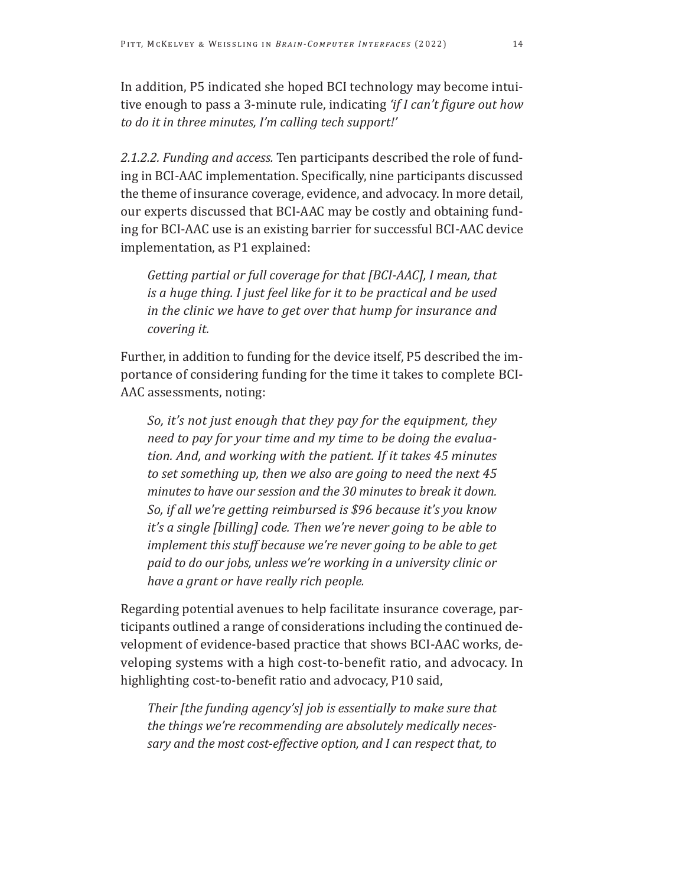In addition, P5 indicated she hoped BCI technology may become intuitive enough to pass a 3-minute rule, indicating *'if I can't figure out how to do it in three minutes, I'm calling tech support!'*

*2.1.2.2. Funding and access.* Ten participants described the role of funding in BCI-AAC implementation. Specifically, nine participants discussed the theme of insurance coverage, evidence, and advocacy. In more detail, our experts discussed that BCI-AAC may be costly and obtaining funding for BCI-AAC use is an existing barrier for successful BCI-AAC device implementation, as P1 explained:

> *Getting partial or full coverage for that [BCI-AAC], I mean, that is a huge thing. I just feel like for it to be practical and be used in the clinic we have to get over that hump for insurance and covering it.*

Further, in addition to funding for the device itself, P5 described the importance of considering funding for the time it takes to complete BCI-AAC assessments, noting:

> *So, it's not just enough that they pay for the equipment, they need to pay for your time and my time to be doing the evaluation. And, and working with the patient. If it takes 45 minutes to set something up, then we also are going to need the next 45 minutes to have our session and the 30 minutes to break it down. So, if all we're getting reimbursed is $96 because it's you know it's a single [billing] code. Then we're never going to be able to implement this stuff because we're never going to be able to get paid to do our jobs, unless we're working in a university clinic or have a grant or have really rich people.*

Regarding potential avenues to help facilitate insurance coverage, participants outlined a range of considerations including the continued development of evidence-based practice that shows BCI-AAC works, developing systems with a high cost-to-benefit ratio, and advocacy. In highlighting cost-to-benefit ratio and advocacy, P10 said,

> *Their [the funding agency's] job is essentially to make sure that the things we're recommending are absolutely medically necessary and the most cost-effective option, and I can respect that, to*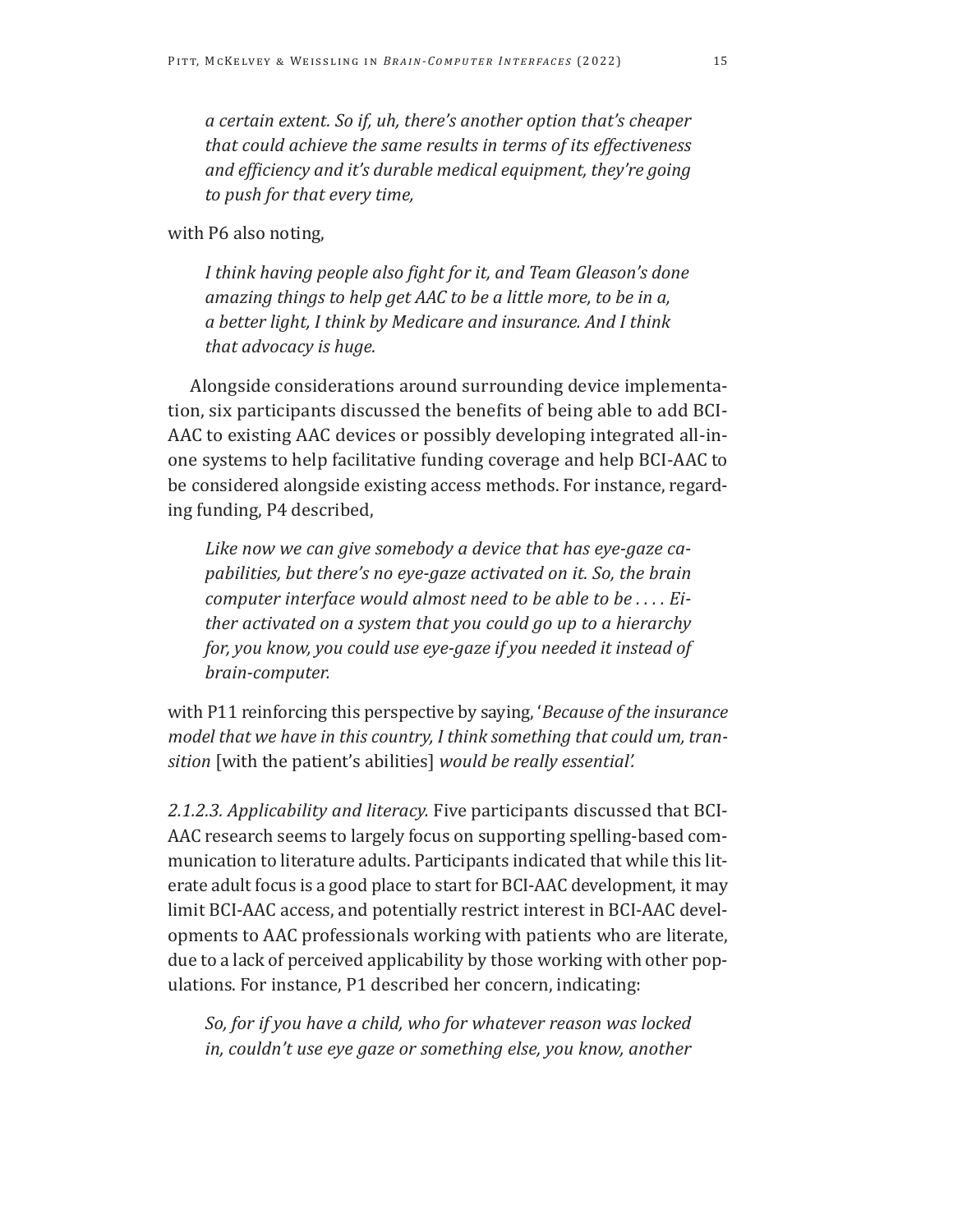> *a certain extent. So if, uh, there's another option that's cheaper that could achieve the same results in terms of its effectiveness and efficiency and it's durable medical equipment, they're going to push for that every time,*

with P6 also noting,

> *I think having people also fight for it, and Team Gleason's done amazing things to help get AAC to be a little more, to be in a, a better light, I think by Medicare and insurance. And I think that advocacy is huge.*

Alongside considerations around surrounding device implementation, six participants discussed the benefits of being able to add BCI-AAC to existing AAC devices or possibly developing integrated all-in-one systems to help facilitative funding coverage and help BCI-AAC to be considered alongside existing access methods. For instance, regarding funding, P4 described,

> *Like now we can give somebody a device that has eye-gaze capabilities, but there's no eye-gaze activated on it. So, the brain computer interface would almost need to be able to be . . . . Either activated on a system that you could go up to a hierarchy for, you know, you could use eye-gaze if you needed it instead of brain-computer.*

with P11 reinforcing this perspective by saying, '*Because of the insurance model that we have in this country, I think something that could um, transition* [with the patient's abilities] *would be really essential'.*

*2.1.2.3. Applicability and literacy.* Five participants discussed that BCI-AAC research seems to largely focus on supporting spelling-based communication to literature adults. Participants indicated that while this literate adult focus is a good place to start for BCI-AAC development, it may limit BCI-AAC access, and potentially restrict interest in BCI-AAC developments to AAC professionals working with patients who are literate, due to a lack of perceived applicability by those working with other populations. For instance, P1 described her concern, indicating:

> *So, for if you have a child, who for whatever reason was locked in, couldn't use eye gaze or something else, you know, another*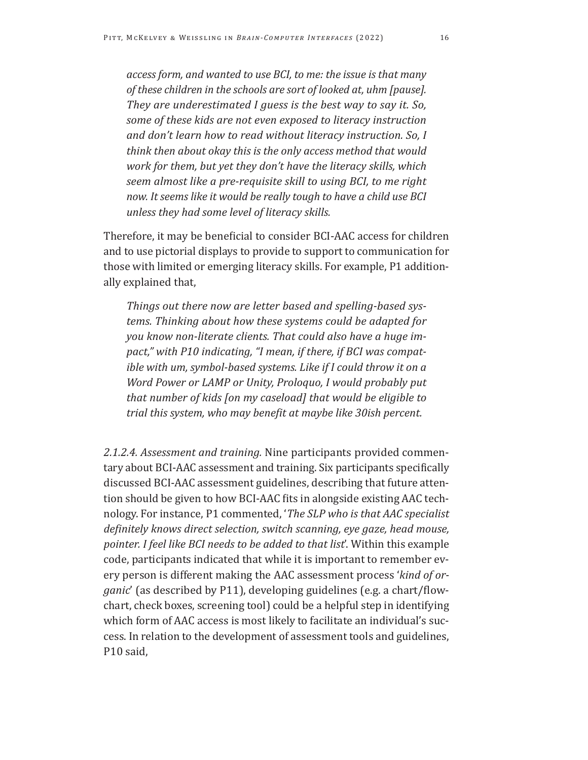> *access form, and wanted to use BCI, to me: the issue is that many of these children in the schools are sort of looked at, uhm [pause]. They are underestimated I guess is the best way to say it. So, some of these kids are not even exposed to literacy instruction and don't learn how to read without literacy instruction. So, I think then about okay this is the only access method that would work for them, but yet they don't have the literacy skills, which seem almost like a pre-requisite skill to using BCI, to me right now. It seems like it would be really tough to have a child use BCI unless they had some level of literacy skills.*

Therefore, it may be beneficial to consider BCI-AAC access for children and to use pictorial displays to provide to support to communication for those with limited or emerging literacy skills. For example, P1 additionally explained that,

> *Things out there now are letter based and spelling-based systems. Thinking about how these systems could be adapted for you know non-literate clients. That could also have a huge impact," with P10 indicating, "I mean, if there, if BCI was compatible with um, symbol-based systems. Like if I could throw it on a Word Power or LAMP or Unity, Proloquo, I would probably put that number of kids [on my caseload] that would be eligible to trial this system, who may benefit at maybe like 30ish percent.*

*2.1.2.4. Assessment and training.* Nine participants provided commentary about BCI-AAC assessment and training. Six participants specifically discussed BCI-AAC assessment guidelines, describing that future attention should be given to how BCI-AAC fits in alongside existing AAC technology. For instance, P1 commented, '*The SLP who is that AAC specialist definitely knows direct selection, switch scanning, eye gaze, head mouse, pointer. I feel like BCI needs to be added to that list*'. Within this example code, participants indicated that while it is important to remember every person is different making the AAC assessment process '*kind of organic*' (as described by P11), developing guidelines (e.g. a chart/flowchart, check boxes, screening tool) could be a helpful step in identifying which form of AAC access is most likely to facilitate an individual's success. In relation to the development of assessment tools and guidelines, P10 said,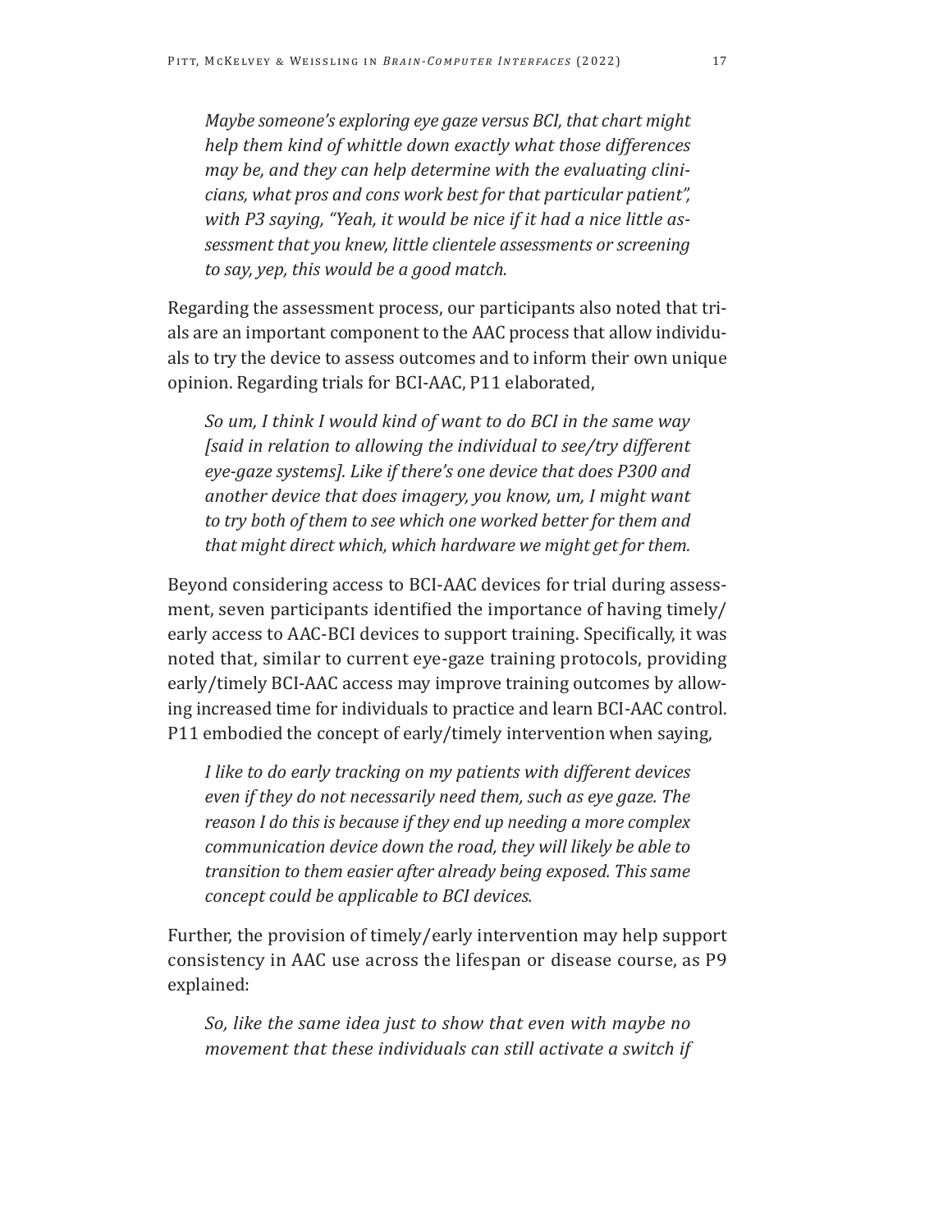*Maybe someone's exploring eye gaze versus BCI, that chart might help them kind of whittle down exactly what those differences may be, and they can help determine with the evaluating clinicians, what pros and cons work best for that particular patient", with P3 saying, "Yeah, it would be nice if it had a nice little assessment that you knew, little clientele assessments or screening to say, yep, this would be a good match.*

Regarding the assessment process, our participants also noted that trials are an important component to the AAC process that allow individuals to try the device to assess outcomes and to inform their own unique opinion. Regarding trials for BCI-AAC, P11 elaborated,

> *So um, I think I would kind of want to do BCI in the same way [said in relation to allowing the individual to see/try different eye-gaze systems]. Like if there's one device that does P300 and another device that does imagery, you know, um, I might want to try both of them to see which one worked better for them and that might direct which, which hardware we might get for them.*

Beyond considering access to BCI-AAC devices for trial during assessment, seven participants identified the importance of having timely/early access to AAC-BCI devices to support training. Specifically, it was noted that, similar to current eye-gaze training protocols, providing early/timely BCI-AAC access may improve training outcomes by allowing increased time for individuals to practice and learn BCI-AAC control. P11 embodied the concept of early/timely intervention when saying,

> *I like to do early tracking on my patients with different devices even if they do not necessarily need them, such as eye gaze. The reason I do this is because if they end up needing a more complex communication device down the road, they will likely be able to transition to them easier after already being exposed. This same concept could be applicable to BCI devices.*

Further, the provision of timely/early intervention may help support consistency in AAC use across the lifespan or disease course, as P9 explained:

> *So, like the same idea just to show that even with maybe no movement that these individuals can still activate a switch if*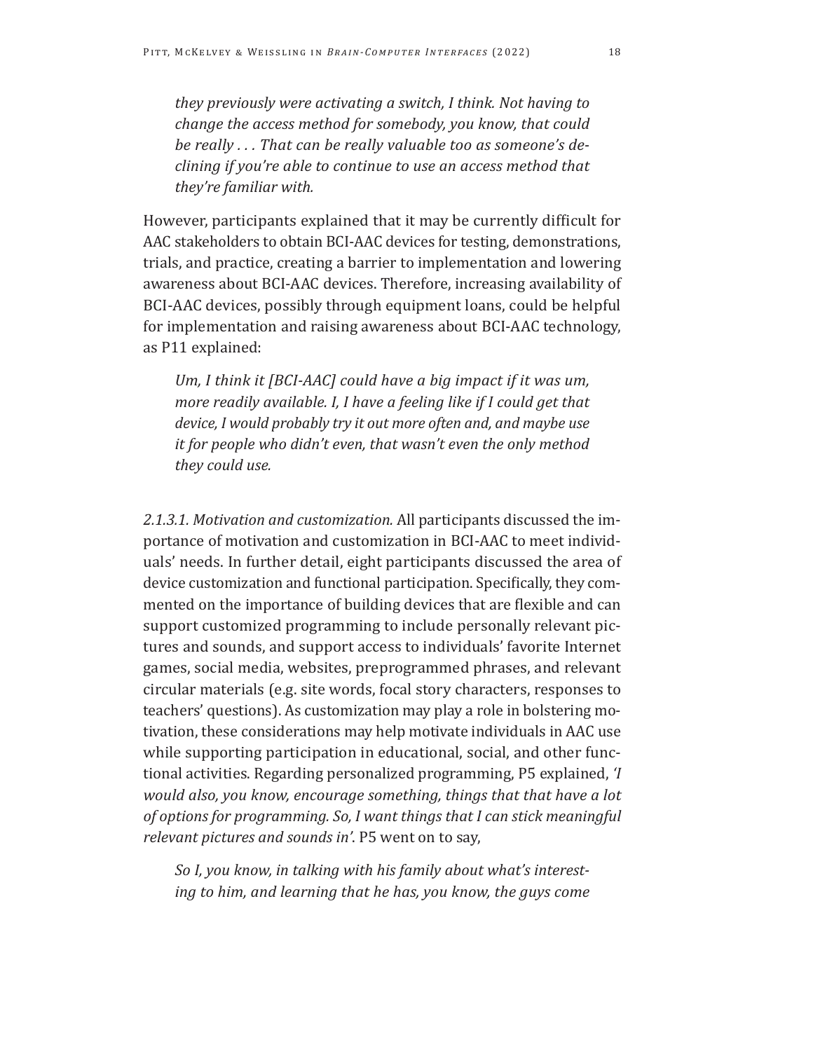> *they previously were activating a switch, I think. Not having to change the access method for somebody, you know, that could be really . . . That can be really valuable too as someone's declining if you're able to continue to use an access method that they're familiar with.*

However, participants explained that it may be currently difficult for AAC stakeholders to obtain BCI-AAC devices for testing, demonstrations, trials, and practice, creating a barrier to implementation and lowering awareness about BCI-AAC devices. Therefore, increasing availability of BCI-AAC devices, possibly through equipment loans, could be helpful for implementation and raising awareness about BCI-AAC technology, as P11 explained:

> *Um, I think it [BCI-AAC] could have a big impact if it was um, more readily available. I, I have a feeling like if I could get that device, I would probably try it out more often and, and maybe use it for people who didn't even, that wasn't even the only method they could use.*

*2.1.3.1. Motivation and customization.* All participants discussed the importance of motivation and customization in BCI-AAC to meet individuals' needs. In further detail, eight participants discussed the area of device customization and functional participation. Specifically, they commented on the importance of building devices that are flexible and can support customized programming to include personally relevant pictures and sounds, and support access to individuals' favorite Internet games, social media, websites, preprogrammed phrases, and relevant circular materials (e.g. site words, focal story characters, responses to teachers' questions). As customization may play a role in bolstering motivation, these considerations may help motivate individuals in AAC use while supporting participation in educational, social, and other functional activities. Regarding personalized programming, P5 explained, *'I would also, you know, encourage something, things that that have a lot of options for programming. So, I want things that I can stick meaningful relevant pictures and sounds in'*. P5 went on to say,

> *So I, you know, in talking with his family about what's interesting to him, and learning that he has, you know, the guys come*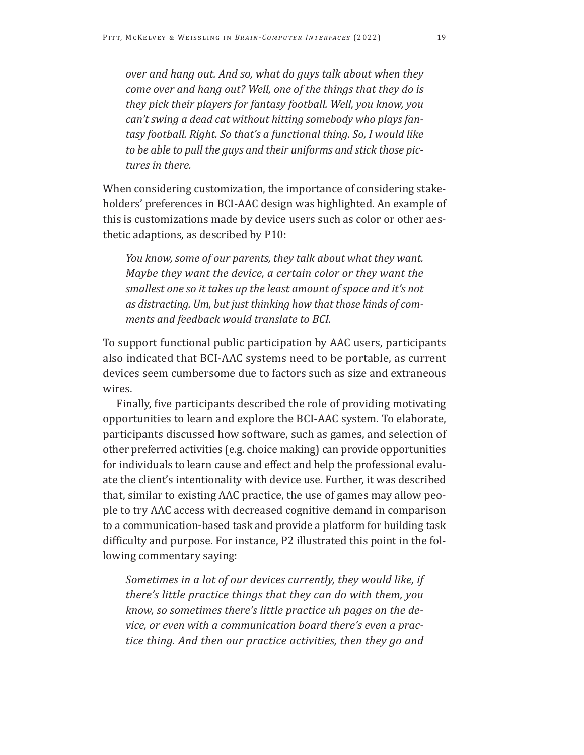> *over and hang out. And so, what do guys talk about when they come over and hang out? Well, one of the things that they do is they pick their players for fantasy football. Well, you know, you can't swing a dead cat without hitting somebody who plays fantasy football. Right. So that's a functional thing. So, I would like to be able to pull the guys and their uniforms and stick those pictures in there.*

When considering customization, the importance of considering stakeholders' preferences in BCI-AAC design was highlighted. An example of this is customizations made by device users such as color or other aesthetic adaptions, as described by P10:

> *You know, some of our parents, they talk about what they want. Maybe they want the device, a certain color or they want the smallest one so it takes up the least amount of space and it's not as distracting. Um, but just thinking how that those kinds of comments and feedback would translate to BCI.*

To support functional public participation by AAC users, participants also indicated that BCI-AAC systems need to be portable, as current devices seem cumbersome due to factors such as size and extraneous wires.

Finally, five participants described the role of providing motivating opportunities to learn and explore the BCI-AAC system. To elaborate, participants discussed how software, such as games, and selection of other preferred activities (e.g. choice making) can provide opportunities for individuals to learn cause and effect and help the professional evaluate the client's intentionality with device use. Further, it was described that, similar to existing AAC practice, the use of games may allow people to try AAC access with decreased cognitive demand in comparison to a communication-based task and provide a platform for building task difficulty and purpose. For instance, P2 illustrated this point in the following commentary saying:

> *Sometimes in a lot of our devices currently, they would like, if there's little practice things that they can do with them, you know, so sometimes there's little practice uh pages on the device, or even with a communication board there's even a practice thing. And then our practice activities, then they go and*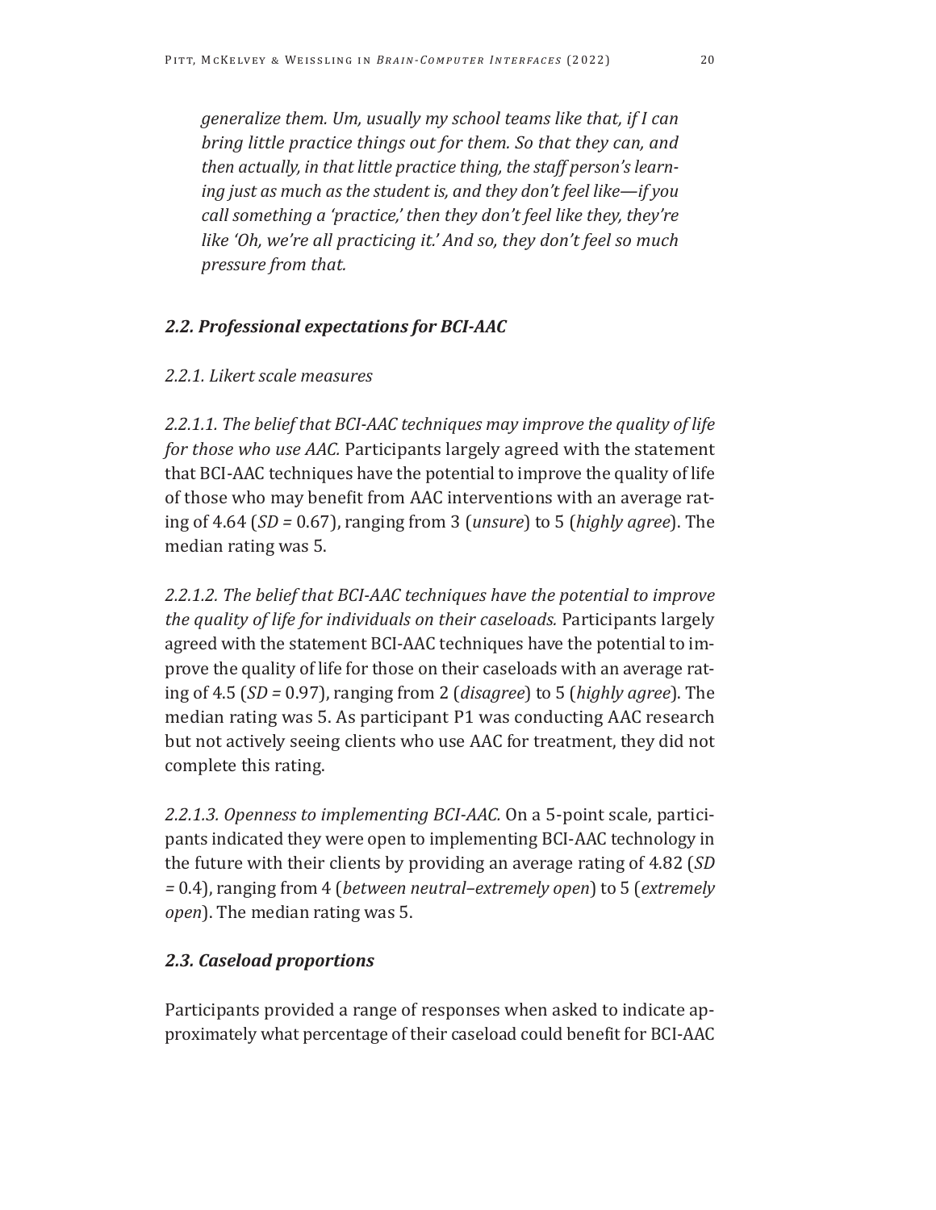*generalize them. Um, usually my school teams like that, if I can bring little practice things out for them. So that they can, and then actually, in that little practice thing, the staff person's learning just as much as the student is, and they don't feel like—if you call something a 'practice,' then they don't feel like they, they're like 'Oh, we're all practicing it.' And so, they don't feel so much pressure from that.*

### *2.2. Professional expectations for BCI-AAC*

#### *2.2.1. Likert scale measures*

*2.2.1.1. The belief that BCI-AAC techniques may improve the quality of life for those who use AAC.* Participants largely agreed with the statement that BCI-AAC techniques have the potential to improve the quality of life of those who may benefit from AAC interventions with an average rating of 4.64 (*SD* = 0.67), ranging from 3 (*unsure*) to 5 (*highly agree*). The median rating was 5.

*2.2.1.2. The belief that BCI-AAC techniques have the potential to improve the quality of life for individuals on their caseloads.* Participants largely agreed with the statement BCI-AAC techniques have the potential to improve the quality of life for those on their caseloads with an average rating of 4.5 (*SD* = 0.97), ranging from 2 (*disagree*) to 5 (*highly agree*). The median rating was 5. As participant P1 was conducting AAC research but not actively seeing clients who use AAC for treatment, they did not complete this rating.

*2.2.1.3. Openness to implementing BCI-AAC.* On a 5-point scale, participants indicated they were open to implementing BCI-AAC technology in the future with their clients by providing an average rating of 4.82 (*SD* = 0.4), ranging from 4 (*between neutral–extremely open*) to 5 (*extremely open*). The median rating was 5.

### *2.3. Caseload proportions*

Participants provided a range of responses when asked to indicate approximately what percentage of their caseload could benefit for BCI-AAC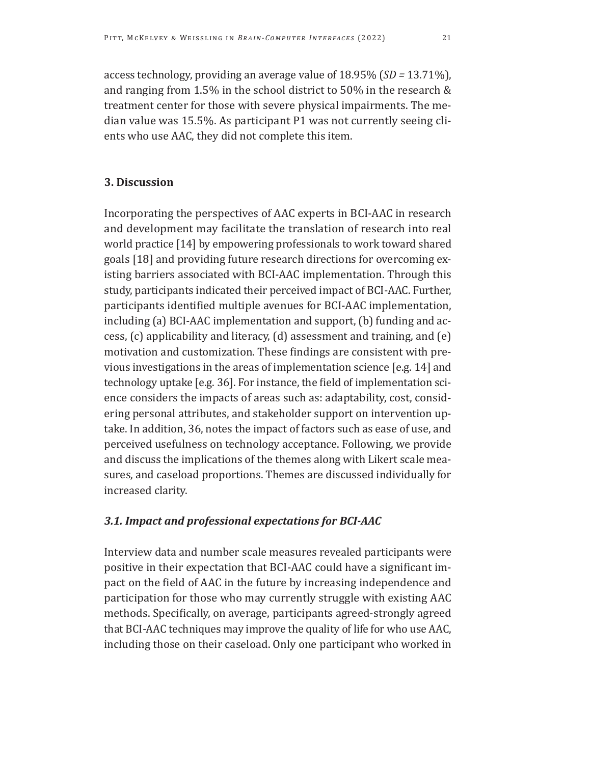access technology, providing an average value of 18.95% (*SD* = 13.71%), and ranging from 1.5% in the school district to 50% in the research & treatment center for those with severe physical impairments. The median value was 15.5%. As participant P1 was not currently seeing clients who use AAC, they did not complete this item.

## 3. Discussion

Incorporating the perspectives of AAC experts in BCI-AAC in research and development may facilitate the translation of research into real world practice [14] by empowering professionals to work toward shared goals [18] and providing future research directions for overcoming existing barriers associated with BCI-AAC implementation. Through this study, participants indicated their perceived impact of BCI-AAC. Further, participants identified multiple avenues for BCI-AAC implementation, including (a) BCI-AAC implementation and support, (b) funding and access, (c) applicability and literacy, (d) assessment and training, and (e) motivation and customization. These findings are consistent with previous investigations in the areas of implementation science [e.g. 14] and technology uptake [e.g. 36]. For instance, the field of implementation science considers the impacts of areas such as: adaptability, cost, considering personal attributes, and stakeholder support on intervention uptake. In addition, 36, notes the impact of factors such as ease of use, and perceived usefulness on technology acceptance. Following, we provide and discuss the implications of the themes along with Likert scale measures, and caseload proportions. Themes are discussed individually for increased clarity.

### *3.1. Impact and professional expectations for BCI-AAC*

Interview data and number scale measures revealed participants were positive in their expectation that BCI-AAC could have a significant impact on the field of AAC in the future by increasing independence and participation for those who may currently struggle with existing AAC methods. Specifically, on average, participants agreed-strongly agreed that BCI-AAC techniques may improve the quality of life for who use AAC, including those on their caseload. Only one participant who worked in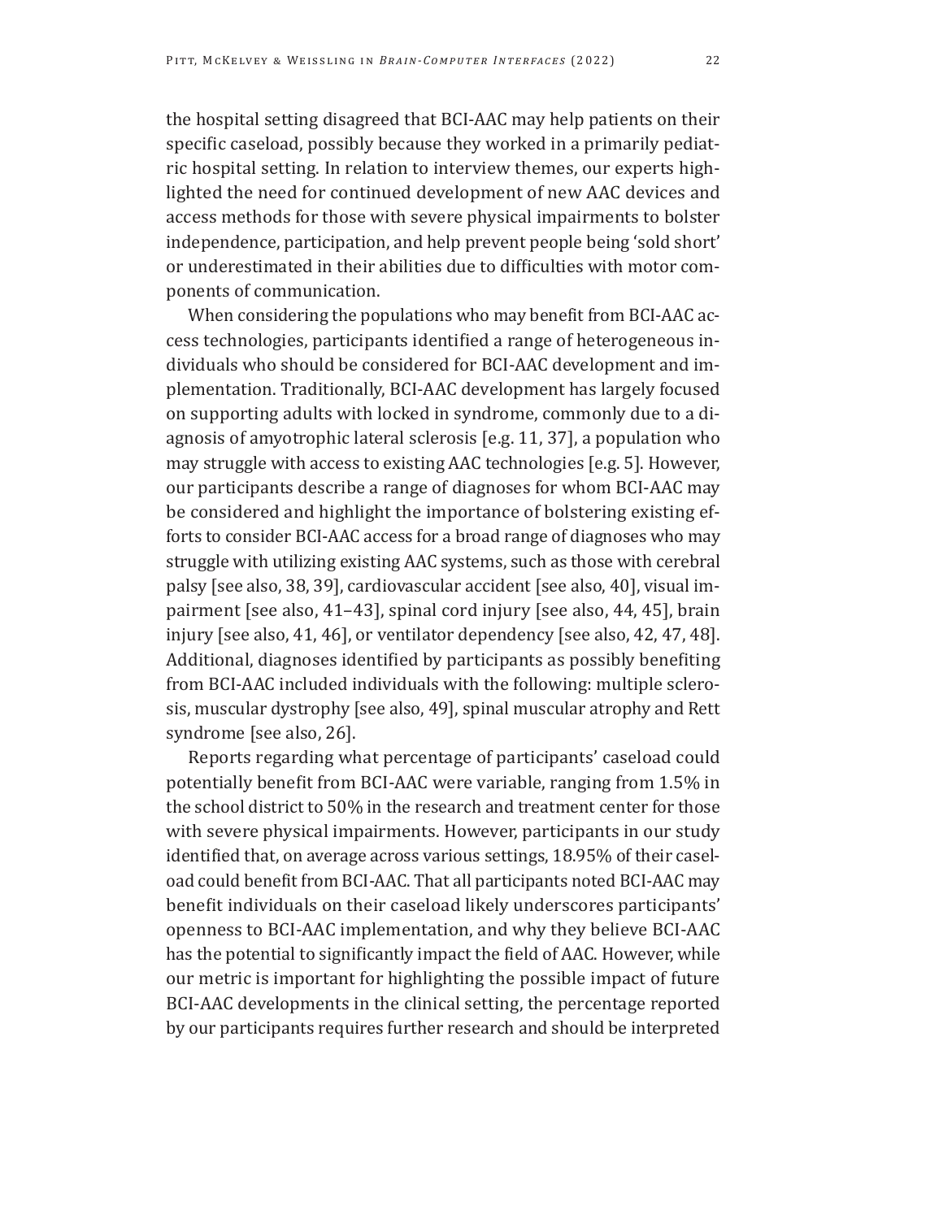the hospital setting disagreed that BCI-AAC may help patients on their specific caseload, possibly because they worked in a primarily pediatric hospital setting. In relation to interview themes, our experts highlighted the need for continued development of new AAC devices and access methods for those with severe physical impairments to bolster independence, participation, and help prevent people being 'sold short' or underestimated in their abilities due to difficulties with motor components of communication.

When considering the populations who may benefit from BCI-AAC access technologies, participants identified a range of heterogeneous individuals who should be considered for BCI-AAC development and implementation. Traditionally, BCI-AAC development has largely focused on supporting adults with locked in syndrome, commonly due to a diagnosis of amyotrophic lateral sclerosis [e.g. 11, 37], a population who may struggle with access to existing AAC technologies [e.g. 5]. However, our participants describe a range of diagnoses for whom BCI-AAC may be considered and highlight the importance of bolstering existing efforts to consider BCI-AAC access for a broad range of diagnoses who may struggle with utilizing existing AAC systems, such as those with cerebral palsy [see also, 38, 39], cardiovascular accident [see also, 40], visual impairment [see also, 41–43], spinal cord injury [see also, 44, 45], brain injury [see also, 41, 46], or ventilator dependency [see also, 42, 47, 48]. Additional, diagnoses identified by participants as possibly benefiting from BCI-AAC included individuals with the following: multiple sclerosis, muscular dystrophy [see also, 49], spinal muscular atrophy and Rett syndrome [see also, 26].

Reports regarding what percentage of participants' caseload could potentially benefit from BCI-AAC were variable, ranging from 1.5% in the school district to 50% in the research and treatment center for those with severe physical impairments. However, participants in our study identified that, on average across various settings, 18.95% of their caseload could benefit from BCI-AAC. That all participants noted BCI-AAC may benefit individuals on their caseload likely underscores participants' openness to BCI-AAC implementation, and why they believe BCI-AAC has the potential to significantly impact the field of AAC. However, while our metric is important for highlighting the possible impact of future BCI-AAC developments in the clinical setting, the percentage reported by our participants requires further research and should be interpreted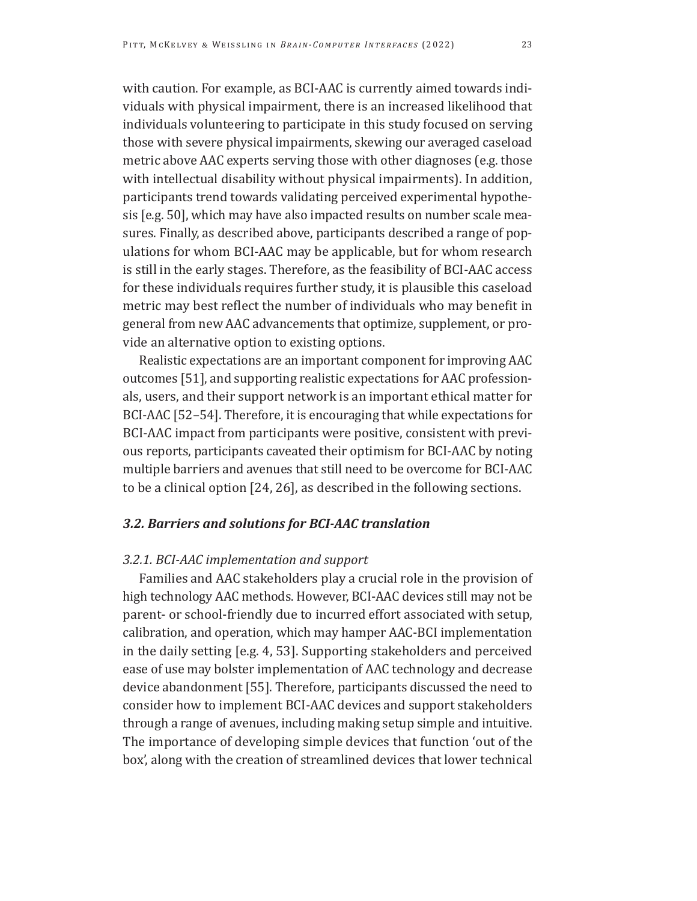with caution. For example, as BCI-AAC is currently aimed towards individuals with physical impairment, there is an increased likelihood that individuals volunteering to participate in this study focused on serving those with severe physical impairments, skewing our averaged caseload metric above AAC experts serving those with other diagnoses (e.g. those with intellectual disability without physical impairments). In addition, participants trend towards validating perceived experimental hypothesis [e.g. 50], which may have also impacted results on number scale measures. Finally, as described above, participants described a range of populations for whom BCI-AAC may be applicable, but for whom research is still in the early stages. Therefore, as the feasibility of BCI-AAC access for these individuals requires further study, it is plausible this caseload metric may best reflect the number of individuals who may benefit in general from new AAC advancements that optimize, supplement, or provide an alternative option to existing options.

Realistic expectations are an important component for improving AAC outcomes [51], and supporting realistic expectations for AAC professionals, users, and their support network is an important ethical matter for BCI-AAC [52–54]. Therefore, it is encouraging that while expectations for BCI-AAC impact from participants were positive, consistent with previous reports, participants caveated their optimism for BCI-AAC by noting multiple barriers and avenues that still need to be overcome for BCI-AAC to be a clinical option [24, 26], as described in the following sections.

### *3.2. Barriers and solutions for BCI-AAC translation*

#### *3.2.1. BCI-AAC implementation and support*

Families and AAC stakeholders play a crucial role in the provision of high technology AAC methods. However, BCI-AAC devices still may not be parent- or school-friendly due to incurred effort associated with setup, calibration, and operation, which may hamper AAC-BCI implementation in the daily setting [e.g. 4, 53]. Supporting stakeholders and perceived ease of use may bolster implementation of AAC technology and decrease device abandonment [55]. Therefore, participants discussed the need to consider how to implement BCI-AAC devices and support stakeholders through a range of avenues, including making setup simple and intuitive. The importance of developing simple devices that function 'out of the box', along with the creation of streamlined devices that lower technical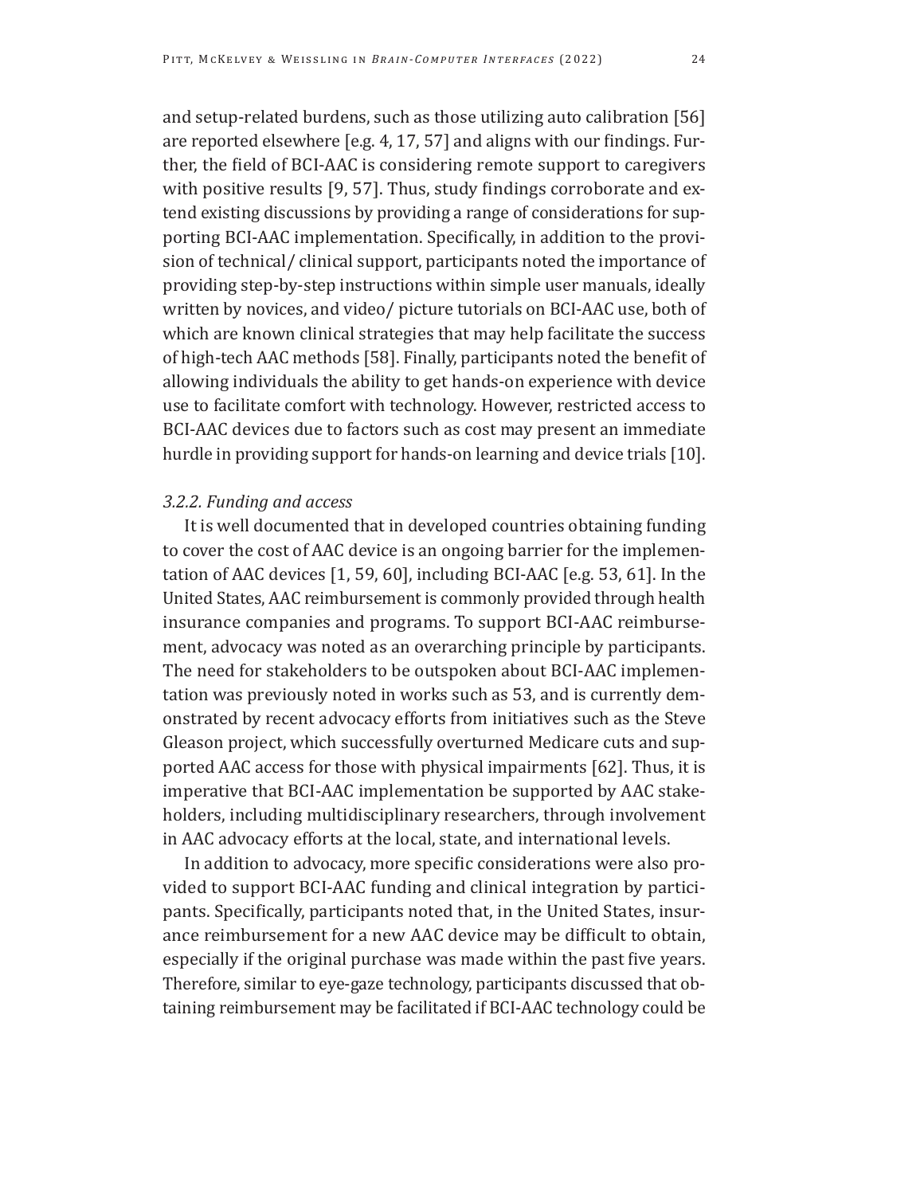and setup-related burdens, such as those utilizing auto calibration [56] are reported elsewhere [e.g. 4, 17, 57] and aligns with our findings. Further, the field of BCI-AAC is considering remote support to caregivers with positive results [9, 57]. Thus, study findings corroborate and extend existing discussions by providing a range of considerations for supporting BCI-AAC implementation. Specifically, in addition to the provision of technical/ clinical support, participants noted the importance of providing step-by-step instructions within simple user manuals, ideally written by novices, and video/ picture tutorials on BCI-AAC use, both of which are known clinical strategies that may help facilitate the success of high-tech AAC methods [58]. Finally, participants noted the benefit of allowing individuals the ability to get hands-on experience with device use to facilitate comfort with technology. However, restricted access to BCI-AAC devices due to factors such as cost may present an immediate hurdle in providing support for hands-on learning and device trials [10].

#### *3.2.2. Funding and access*

It is well documented that in developed countries obtaining funding to cover the cost of AAC device is an ongoing barrier for the implementation of AAC devices [1, 59, 60], including BCI-AAC [e.g. 53, 61]. In the United States, AAC reimbursement is commonly provided through health insurance companies and programs. To support BCI-AAC reimbursement, advocacy was noted as an overarching principle by participants. The need for stakeholders to be outspoken about BCI-AAC implementation was previously noted in works such as 53, and is currently demonstrated by recent advocacy efforts from initiatives such as the Steve Gleason project, which successfully overturned Medicare cuts and supported AAC access for those with physical impairments [62]. Thus, it is imperative that BCI-AAC implementation be supported by AAC stakeholders, including multidisciplinary researchers, through involvement in AAC advocacy efforts at the local, state, and international levels.

In addition to advocacy, more specific considerations were also provided to support BCI-AAC funding and clinical integration by participants. Specifically, participants noted that, in the United States, insurance reimbursement for a new AAC device may be difficult to obtain, especially if the original purchase was made within the past five years. Therefore, similar to eye-gaze technology, participants discussed that obtaining reimbursement may be facilitated if BCI-AAC technology could be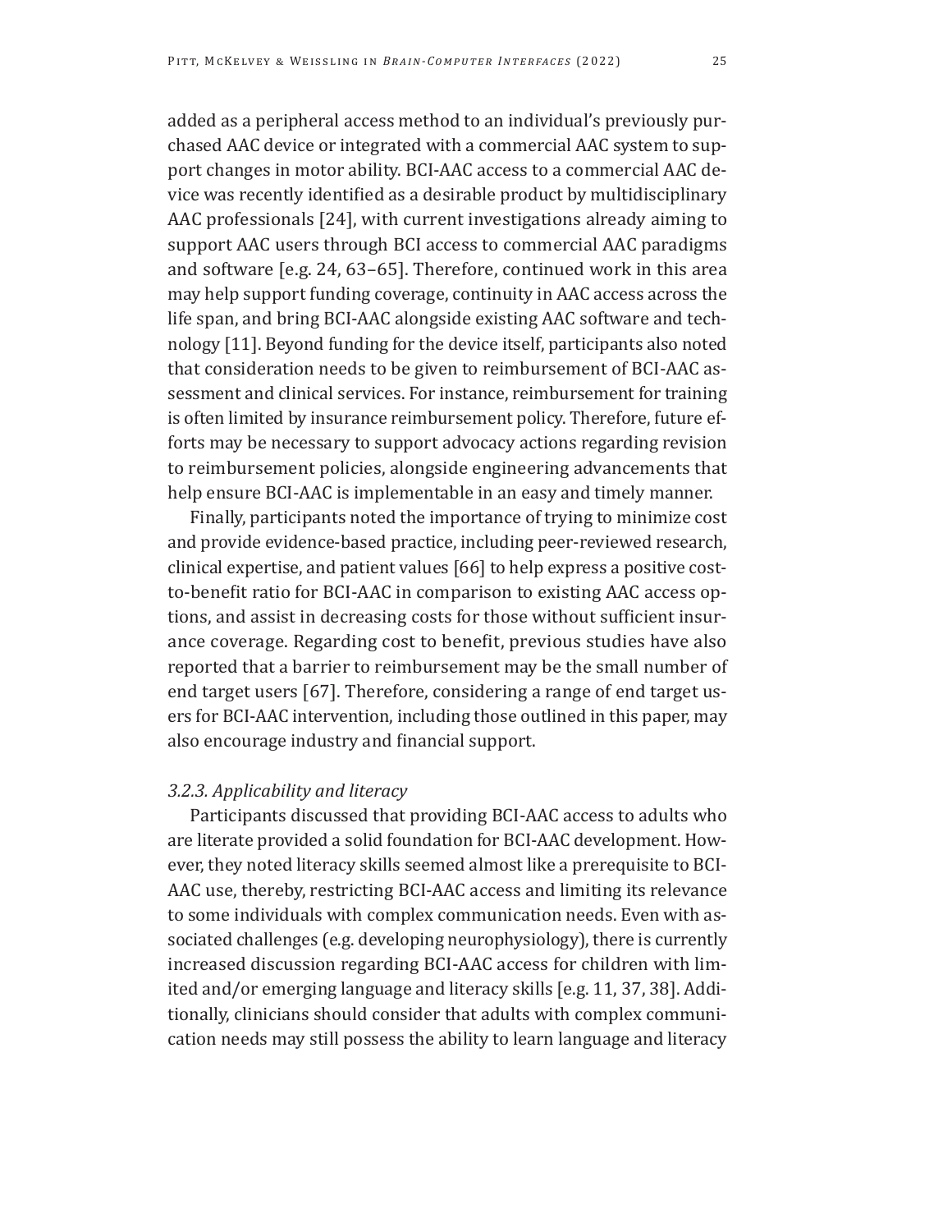added as a peripheral access method to an individual's previously purchased AAC device or integrated with a commercial AAC system to support changes in motor ability. BCI-AAC access to a commercial AAC device was recently identified as a desirable product by multidisciplinary AAC professionals [24], with current investigations already aiming to support AAC users through BCI access to commercial AAC paradigms and software [e.g. 24, 63–65]. Therefore, continued work in this area may help support funding coverage, continuity in AAC access across the life span, and bring BCI-AAC alongside existing AAC software and technology [11]. Beyond funding for the device itself, participants also noted that consideration needs to be given to reimbursement of BCI-AAC assessment and clinical services. For instance, reimbursement for training is often limited by insurance reimbursement policy. Therefore, future efforts may be necessary to support advocacy actions regarding revision to reimbursement policies, alongside engineering advancements that help ensure BCI-AAC is implementable in an easy and timely manner.

Finally, participants noted the importance of trying to minimize cost and provide evidence-based practice, including peer-reviewed research, clinical expertise, and patient values [66] to help express a positive cost-to-benefit ratio for BCI-AAC in comparison to existing AAC access options, and assist in decreasing costs for those without sufficient insurance coverage. Regarding cost to benefit, previous studies have also reported that a barrier to reimbursement may be the small number of end target users [67]. Therefore, considering a range of end target users for BCI-AAC intervention, including those outlined in this paper, may also encourage industry and financial support.

### *3.2.3. Applicability and literacy*

Participants discussed that providing BCI-AAC access to adults who are literate provided a solid foundation for BCI-AAC development. However, they noted literacy skills seemed almost like a prerequisite to BCI-AAC use, thereby, restricting BCI-AAC access and limiting its relevance to some individuals with complex communication needs. Even with associated challenges (e.g. developing neurophysiology), there is currently increased discussion regarding BCI-AAC access for children with limited and/or emerging language and literacy skills [e.g. 11, 37, 38]. Additionally, clinicians should consider that adults with complex communication needs may still possess the ability to learn language and literacy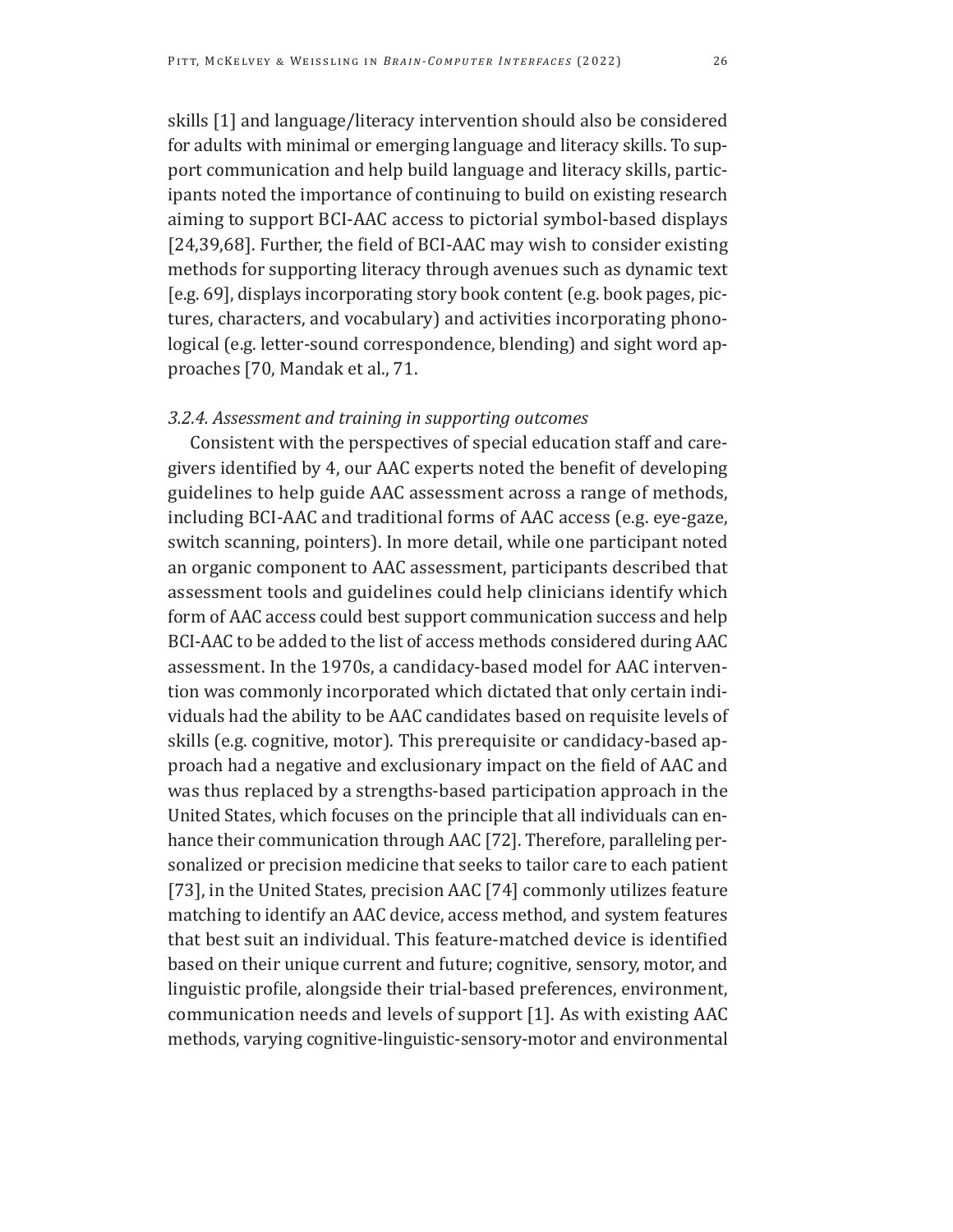skills [1] and language/literacy intervention should also be considered for adults with minimal or emerging language and literacy skills. To support communication and help build language and literacy skills, participants noted the importance of continuing to build on existing research aiming to support BCI-AAC access to pictorial symbol-based displays [24,39,68]. Further, the field of BCI-AAC may wish to consider existing methods for supporting literacy through avenues such as dynamic text [e.g. 69], displays incorporating story book content (e.g. book pages, pictures, characters, and vocabulary) and activities incorporating phonological (e.g. letter-sound correspondence, blending) and sight word approaches [70, Mandak et al., 71.

### *3.2.4. Assessment and training in supporting outcomes*

Consistent with the perspectives of special education staff and caregivers identified by 4, our AAC experts noted the benefit of developing guidelines to help guide AAC assessment across a range of methods, including BCI-AAC and traditional forms of AAC access (e.g. eye-gaze, switch scanning, pointers). In more detail, while one participant noted an organic component to AAC assessment, participants described that assessment tools and guidelines could help clinicians identify which form of AAC access could best support communication success and help BCI-AAC to be added to the list of access methods considered during AAC assessment. In the 1970s, a candidacy-based model for AAC intervention was commonly incorporated which dictated that only certain individuals had the ability to be AAC candidates based on requisite levels of skills (e.g. cognitive, motor). This prerequisite or candidacy-based approach had a negative and exclusionary impact on the field of AAC and was thus replaced by a strengths-based participation approach in the United States, which focuses on the principle that all individuals can enhance their communication through AAC [72]. Therefore, paralleling personalized or precision medicine that seeks to tailor care to each patient [73], in the United States, precision AAC [74] commonly utilizes feature matching to identify an AAC device, access method, and system features that best suit an individual. This feature-matched device is identified based on their unique current and future; cognitive, sensory, motor, and linguistic profile, alongside their trial-based preferences, environment, communication needs and levels of support [1]. As with existing AAC methods, varying cognitive-linguistic-sensory-motor and environmental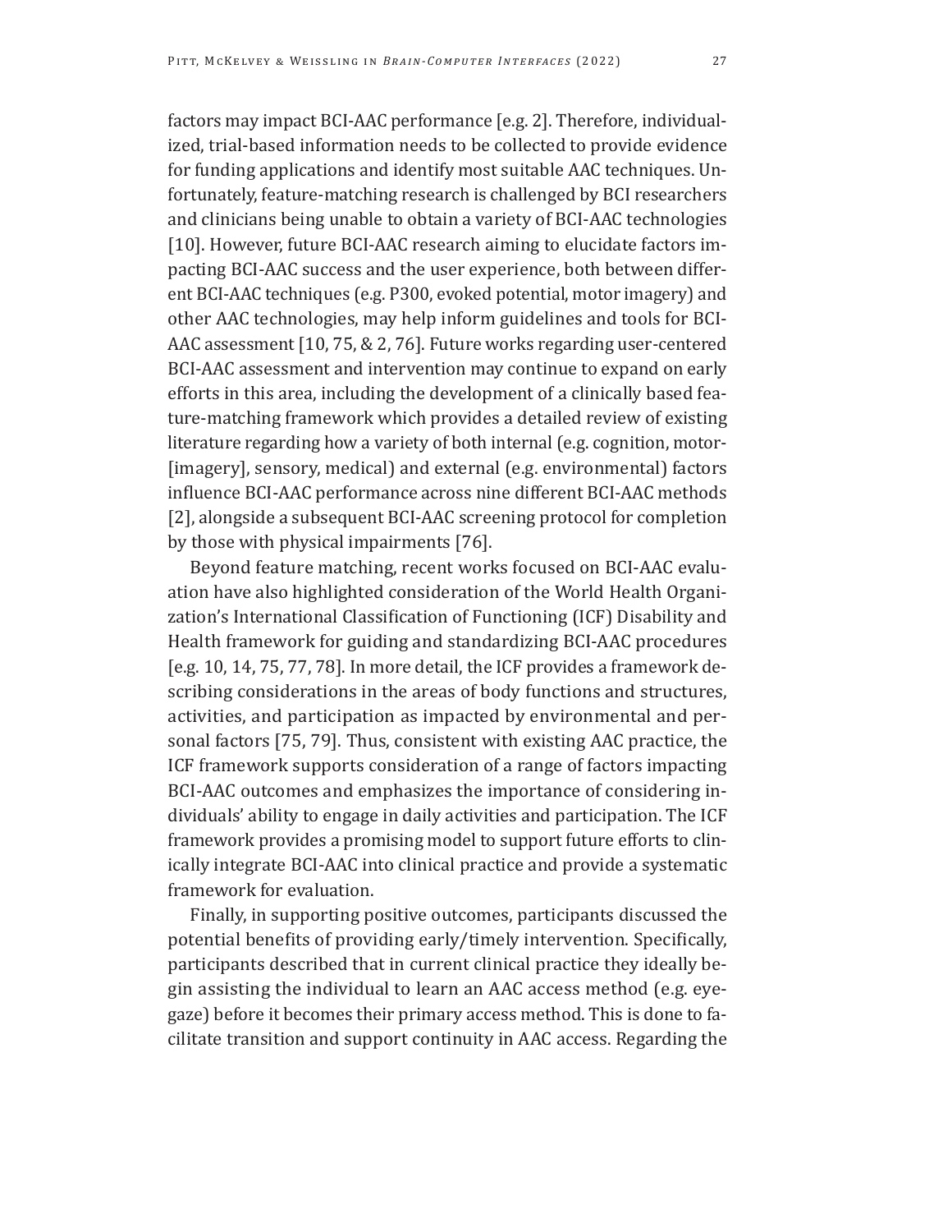factors may impact BCI-AAC performance [e.g. 2]. Therefore, individualized, trial-based information needs to be collected to provide evidence for funding applications and identify most suitable AAC techniques. Unfortunately, feature-matching research is challenged by BCI researchers and clinicians being unable to obtain a variety of BCI-AAC technologies [10]. However, future BCI-AAC research aiming to elucidate factors impacting BCI-AAC success and the user experience, both between different BCI-AAC techniques (e.g. P300, evoked potential, motor imagery) and other AAC technologies, may help inform guidelines and tools for BCI-AAC assessment [10, 75, & 2, 76]. Future works regarding user-centered BCI-AAC assessment and intervention may continue to expand on early efforts in this area, including the development of a clinically based feature-matching framework which provides a detailed review of existing literature regarding how a variety of both internal (e.g. cognition, motor-[imagery], sensory, medical) and external (e.g. environmental) factors influence BCI-AAC performance across nine different BCI-AAC methods [2], alongside a subsequent BCI-AAC screening protocol for completion by those with physical impairments [76].

Beyond feature matching, recent works focused on BCI-AAC evaluation have also highlighted consideration of the World Health Organization's International Classification of Functioning (ICF) Disability and Health framework for guiding and standardizing BCI-AAC procedures [e.g. 10, 14, 75, 77, 78]. In more detail, the ICF provides a framework describing considerations in the areas of body functions and structures, activities, and participation as impacted by environmental and personal factors [75, 79]. Thus, consistent with existing AAC practice, the ICF framework supports consideration of a range of factors impacting BCI-AAC outcomes and emphasizes the importance of considering individuals' ability to engage in daily activities and participation. The ICF framework provides a promising model to support future efforts to clinically integrate BCI-AAC into clinical practice and provide a systematic framework for evaluation.

Finally, in supporting positive outcomes, participants discussed the potential benefits of providing early/timely intervention. Specifically, participants described that in current clinical practice they ideally begin assisting the individual to learn an AAC access method (e.g. eye-gaze) before it becomes their primary access method. This is done to facilitate transition and support continuity in AAC access. Regarding the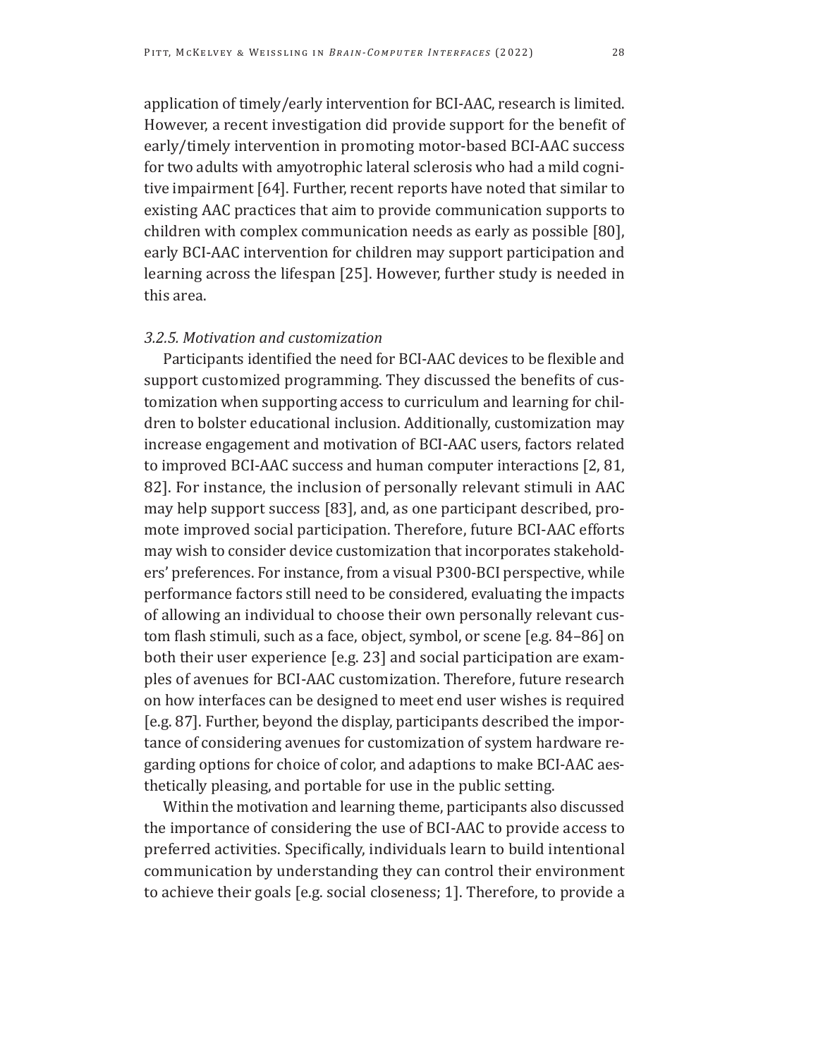application of timely/early intervention for BCI-AAC, research is limited. However, a recent investigation did provide support for the benefit of early/timely intervention in promoting motor-based BCI-AAC success for two adults with amyotrophic lateral sclerosis who had a mild cognitive impairment [64]. Further, recent reports have noted that similar to existing AAC practices that aim to provide communication supports to children with complex communication needs as early as possible [80], early BCI-AAC intervention for children may support participation and learning across the lifespan [25]. However, further study is needed in this area.

#### *3.2.5. Motivation and customization*

Participants identified the need for BCI-AAC devices to be flexible and support customized programming. They discussed the benefits of customization when supporting access to curriculum and learning for children to bolster educational inclusion. Additionally, customization may increase engagement and motivation of BCI-AAC users, factors related to improved BCI-AAC success and human computer interactions [2, 81, 82]. For instance, the inclusion of personally relevant stimuli in AAC may help support success [83], and, as one participant described, promote improved social participation. Therefore, future BCI-AAC efforts may wish to consider device customization that incorporates stakeholders' preferences. For instance, from a visual P300-BCI perspective, while performance factors still need to be considered, evaluating the impacts of allowing an individual to choose their own personally relevant custom flash stimuli, such as a face, object, symbol, or scene [e.g. 84–86] on both their user experience [e.g. 23] and social participation are examples of avenues for BCI-AAC customization. Therefore, future research on how interfaces can be designed to meet end user wishes is required [e.g. 87]. Further, beyond the display, participants described the importance of considering avenues for customization of system hardware regarding options for choice of color, and adaptions to make BCI-AAC aesthetically pleasing, and portable for use in the public setting.

Within the motivation and learning theme, participants also discussed the importance of considering the use of BCI-AAC to provide access to preferred activities. Specifically, individuals learn to build intentional communication by understanding they can control their environment to achieve their goals [e.g. social closeness; 1]. Therefore, to provide a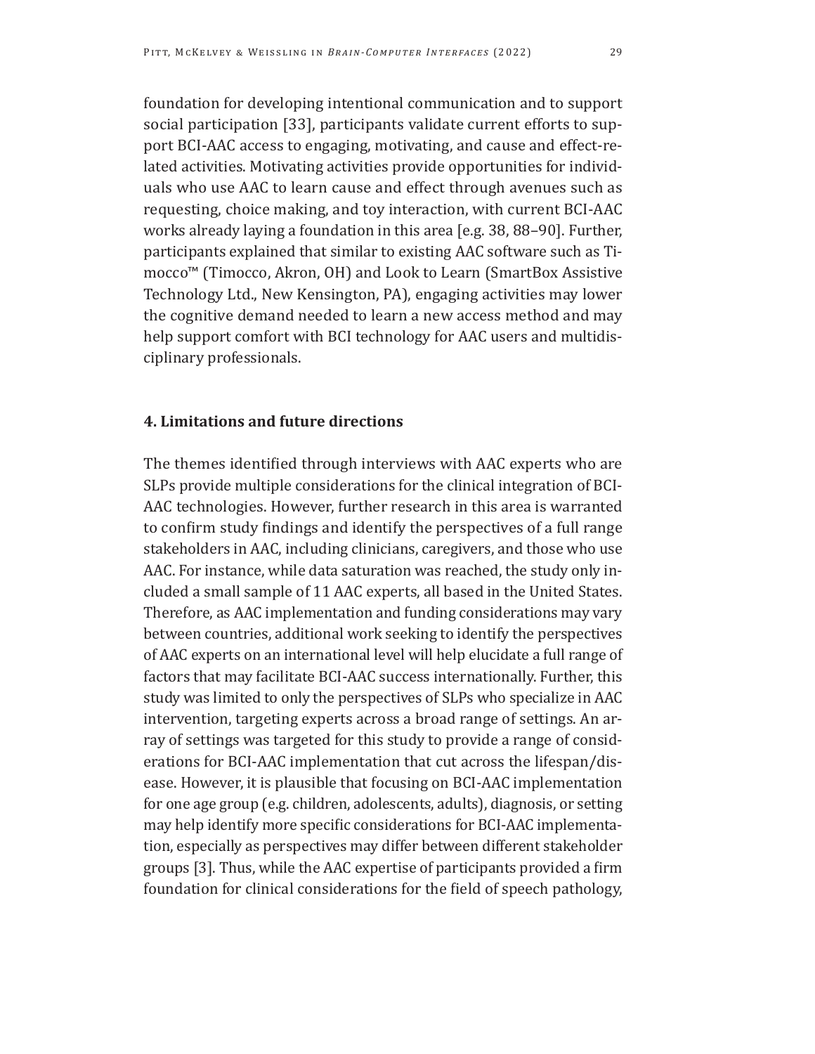foundation for developing intentional communication and to support social participation [33], participants validate current efforts to support BCI-AAC access to engaging, motivating, and cause and effect-related activities. Motivating activities provide opportunities for individuals who use AAC to learn cause and effect through avenues such as requesting, choice making, and toy interaction, with current BCI-AAC works already laying a foundation in this area [e.g. 38, 88–90]. Further, participants explained that similar to existing AAC software such as Timocco™ (Timocco, Akron, OH) and Look to Learn (SmartBox Assistive Technology Ltd., New Kensington, PA), engaging activities may lower the cognitive demand needed to learn a new access method and may help support comfort with BCI technology for AAC users and multidisciplinary professionals.

## 4. Limitations and future directions

The themes identified through interviews with AAC experts who are SLPs provide multiple considerations for the clinical integration of BCI-AAC technologies. However, further research in this area is warranted to confirm study findings and identify the perspectives of a full range stakeholders in AAC, including clinicians, caregivers, and those who use AAC. For instance, while data saturation was reached, the study only included a small sample of 11 AAC experts, all based in the United States. Therefore, as AAC implementation and funding considerations may vary between countries, additional work seeking to identify the perspectives of AAC experts on an international level will help elucidate a full range of factors that may facilitate BCI-AAC success internationally. Further, this study was limited to only the perspectives of SLPs who specialize in AAC intervention, targeting experts across a broad range of settings. An array of settings was targeted for this study to provide a range of considerations for BCI-AAC implementation that cut across the lifespan/disease. However, it is plausible that focusing on BCI-AAC implementation for one age group (e.g. children, adolescents, adults), diagnosis, or setting may help identify more specific considerations for BCI-AAC implementation, especially as perspectives may differ between different stakeholder groups [3]. Thus, while the AAC expertise of participants provided a firm foundation for clinical considerations for the field of speech pathology,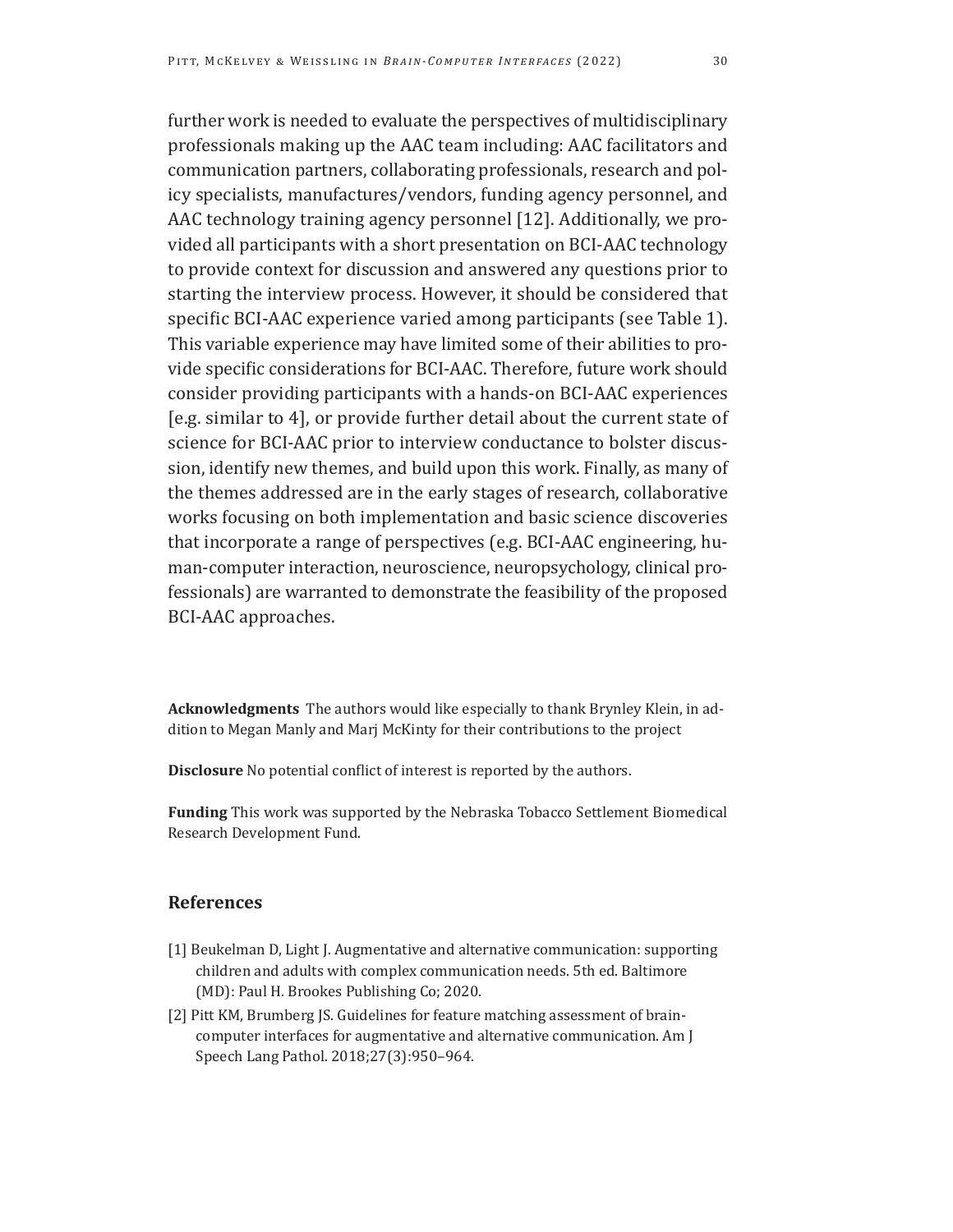further work is needed to evaluate the perspectives of multidisciplinary professionals making up the AAC team including: AAC facilitators and communication partners, collaborating professionals, research and policy specialists, manufactures/vendors, funding agency personnel, and AAC technology training agency personnel [12]. Additionally, we provided all participants with a short presentation on BCI-AAC technology to provide context for discussion and answered any questions prior to starting the interview process. However, it should be considered that specific BCI-AAC experience varied among participants (see Table 1). This variable experience may have limited some of their abilities to provide specific considerations for BCI-AAC. Therefore, future work should consider providing participants with a hands-on BCI-AAC experiences [e.g. similar to 4], or provide further detail about the current state of science for BCI-AAC prior to interview conductance to bolster discussion, identify new themes, and build upon this work. Finally, as many of the themes addressed are in the early stages of research, collaborative works focusing on both implementation and basic science discoveries that incorporate a range of perspectives (e.g. BCI-AAC engineering, human-computer interaction, neuroscience, neuropsychology, clinical professionals) are warranted to demonstrate the feasibility of the proposed BCI-AAC approaches.

**Acknowledgments** The authors would like especially to thank Brynley Klein, in addition to Megan Manly and Marj McKinty for their contributions to the project

**Disclosure** No potential conflict of interest is reported by the authors.

**Funding** This work was supported by the Nebraska Tobacco Settlement Biomedical Research Development Fund.

## References

[1] Beukelman D, Light J. Augmentative and alternative communication: supporting children and adults with complex communication needs. 5th ed. Baltimore (MD): Paul H. Brookes Publishing Co; 2020.

[2] Pitt KM, Brumberg JS. Guidelines for feature matching assessment of brain-computer interfaces for augmentative and alternative communication. Am J Speech Lang Pathol. 2018;27(3):950–964.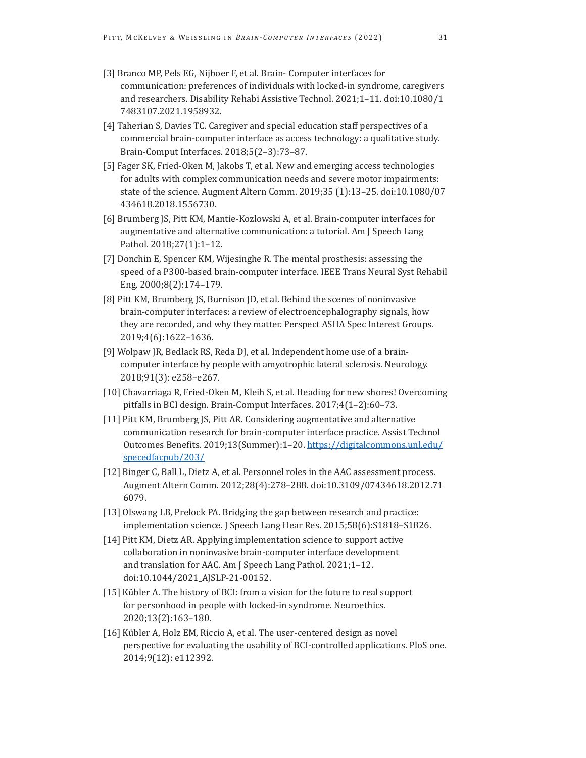[3] Branco MP, Pels EG, Nijboer F, et al. Brain- Computer interfaces for communication: preferences of individuals with locked-in syndrome, caregivers and researchers. Disability Rehabi Assistive Technol. 2021;1–11. doi:10.1080/17483107.2021.1958932.

[4] Taherian S, Davies TC. Caregiver and special education staff perspectives of a commercial brain-computer interface as access technology: a qualitative study. Brain-Comput Interfaces. 2018;5(2–3):73–87.

[5] Fager SK, Fried-Oken M, Jakobs T, et al. New and emerging access technologies for adults with complex communication needs and severe motor impairments: state of the science. Augment Altern Comm. 2019;35 (1):13–25. doi:10.1080/07434618.2018.1556730.

[6] Brumberg JS, Pitt KM, Mantie-Kozlowski A, et al. Brain-computer interfaces for augmentative and alternative communication: a tutorial. Am J Speech Lang Pathol. 2018;27(1):1–12.

[7] Donchin E, Spencer KM, Wijesinghe R. The mental prosthesis: assessing the speed of a P300-based brain-computer interface. IEEE Trans Neural Syst Rehabil Eng. 2000;8(2):174–179.

[8] Pitt KM, Brumberg JS, Burnison JD, et al. Behind the scenes of noninvasive brain-computer interfaces: a review of electroencephalography signals, how they are recorded, and why they matter. Perspect ASHA Spec Interest Groups. 2019;4(6):1622–1636.

[9] Wolpaw JR, Bedlack RS, Reda DJ, et al. Independent home use of a brain-computer interface by people with amyotrophic lateral sclerosis. Neurology. 2018;91(3): e258–e267.

[10] Chavarriaga R, Fried-Oken M, Kleih S, et al. Heading for new shores! Overcoming pitfalls in BCI design. Brain-Comput Interfaces. 2017;4(1–2):60–73.

[11] Pitt KM, Brumberg JS, Pitt AR. Considering augmentative and alternative communication research for brain-computer interface practice. Assist Technol Outcomes Benefits. 2019;13(Summer):1–20. https://digitalcommons.unl.edu/specedfacpub/203/

[12] Binger C, Ball L, Dietz A, et al. Personnel roles in the AAC assessment process. Augment Altern Comm. 2012;28(4):278–288. doi:10.3109/07434618.2012.716079.

[13] Olswang LB, Prelock PA. Bridging the gap between research and practice: implementation science. J Speech Lang Hear Res. 2015;58(6):S1818–S1826.

[14] Pitt KM, Dietz AR. Applying implementation science to support active collaboration in noninvasive brain-computer interface development and translation for AAC. Am J Speech Lang Pathol. 2021;1–12. doi:10.1044/2021_AJSLP-21-00152.

[15] Kübler A. The history of BCI: from a vision for the future to real support for personhood in people with locked-in syndrome. Neuroethics. 2020;13(2):163–180.

[16] Kübler A, Holz EM, Riccio A, et al. The user-centered design as novel perspective for evaluating the usability of BCI-controlled applications. PloS one. 2014;9(12): e112392.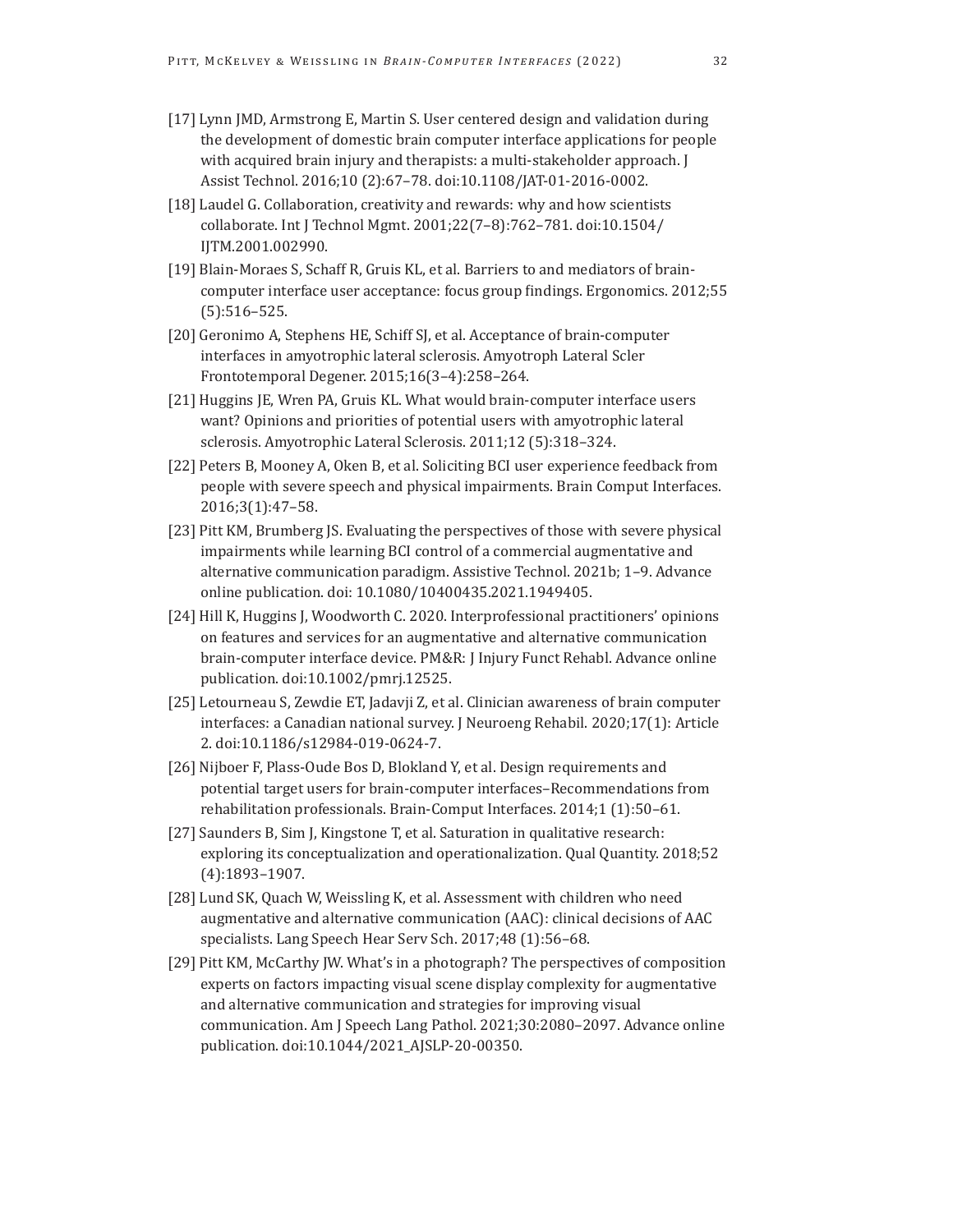[17] Lynn JMD, Armstrong E, Martin S. User centered design and validation during the development of domestic brain computer interface applications for people with acquired brain injury and therapists: a multi-stakeholder approach. J Assist Technol. 2016;10 (2):67–78. doi:10.1108/JAT-01-2016-0002.

[18] Laudel G. Collaboration, creativity and rewards: why and how scientists collaborate. Int J Technol Mgmt. 2001;22(7–8):762–781. doi:10.1504/IJTM.2001.002990.

[19] Blain-Moraes S, Schaff R, Gruis KL, et al. Barriers to and mediators of brain-computer interface user acceptance: focus group findings. Ergonomics. 2012;55 (5):516–525.

[20] Geronimo A, Stephens HE, Schiff SJ, et al. Acceptance of brain-computer interfaces in amyotrophic lateral sclerosis. Amyotroph Lateral Scler Frontotemporal Degener. 2015;16(3–4):258–264.

[21] Huggins JE, Wren PA, Gruis KL. What would brain-computer interface users want? Opinions and priorities of potential users with amyotrophic lateral sclerosis. Amyotrophic Lateral Sclerosis. 2011;12 (5):318–324.

[22] Peters B, Mooney A, Oken B, et al. Soliciting BCI user experience feedback from people with severe speech and physical impairments. Brain Comput Interfaces. 2016;3(1):47–58.

[23] Pitt KM, Brumberg JS. Evaluating the perspectives of those with severe physical impairments while learning BCI control of a commercial augmentative and alternative communication paradigm. Assistive Technol. 2021b; 1–9. Advance online publication. doi: 10.1080/10400435.2021.1949405.

[24] Hill K, Huggins J, Woodworth C. 2020. Interprofessional practitioners' opinions on features and services for an augmentative and alternative communication brain-computer interface device. PM&R: J Injury Funct Rehabl. Advance online publication. doi:10.1002/pmrj.12525.

[25] Letourneau S, Zewdie ET, Jadavji Z, et al. Clinician awareness of brain computer interfaces: a Canadian national survey. J Neuroeng Rehabil. 2020;17(1): Article 2. doi:10.1186/s12984-019-0624-7.

[26] Nijboer F, Plass-Oude Bos D, Blokland Y, et al. Design requirements and potential target users for brain-computer interfaces–Recommendations from rehabilitation professionals. Brain-Comput Interfaces. 2014;1 (1):50–61.

[27] Saunders B, Sim J, Kingstone T, et al. Saturation in qualitative research: exploring its conceptualization and operationalization. Qual Quantity. 2018;52 (4):1893–1907.

[28] Lund SK, Quach W, Weissling K, et al. Assessment with children who need augmentative and alternative communication (AAC): clinical decisions of AAC specialists. Lang Speech Hear Serv Sch. 2017;48 (1):56–68.

[29] Pitt KM, McCarthy JW. What's in a photograph? The perspectives of composition experts on factors impacting visual scene display complexity for augmentative and alternative communication and strategies for improving visual communication. Am J Speech Lang Pathol. 2021;30:2080–2097. Advance online publication. doi:10.1044/2021_AJSLP-20-00350.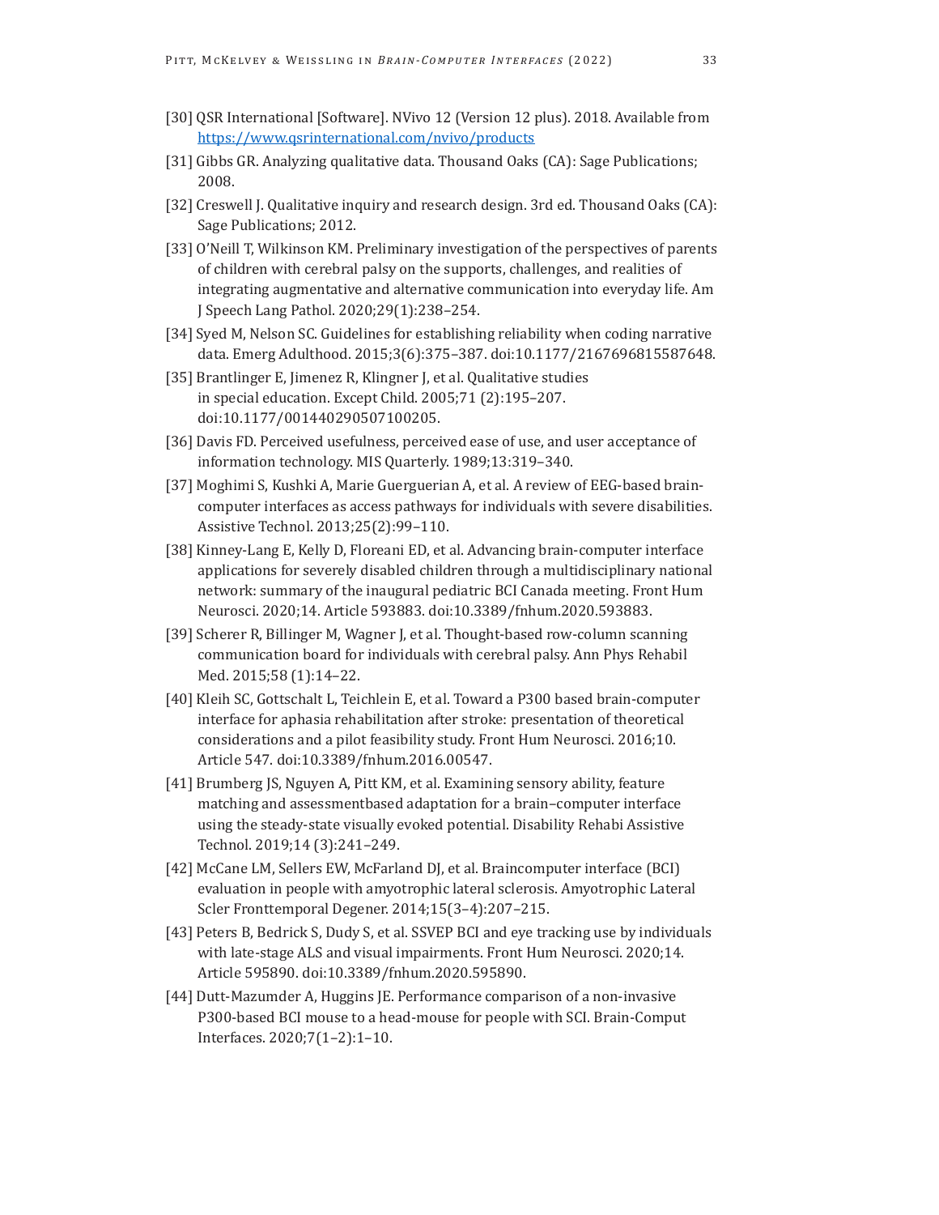[30] QSR International [Software]. NVivo 12 (Version 12 plus). 2018. Available from https://www.qsrinternational.com/nvivo/products

[31] Gibbs GR. Analyzing qualitative data. Thousand Oaks (CA): Sage Publications; 2008.

[32] Creswell J. Qualitative inquiry and research design. 3rd ed. Thousand Oaks (CA): Sage Publications; 2012.

[33] O'Neill T, Wilkinson KM. Preliminary investigation of the perspectives of parents of children with cerebral palsy on the supports, challenges, and realities of integrating augmentative and alternative communication into everyday life. Am J Speech Lang Pathol. 2020;29(1):238–254.

[34] Syed M, Nelson SC. Guidelines for establishing reliability when coding narrative data. Emerg Adulthood. 2015;3(6):375–387. doi:10.1177/2167696815587648.

[35] Brantlinger E, Jimenez R, Klingner J, et al. Qualitative studies in special education. Except Child. 2005;71 (2):195–207. doi:10.1177/001440290507100205.

[36] Davis FD. Perceived usefulness, perceived ease of use, and user acceptance of information technology. MIS Quarterly. 1989;13:319–340.

[37] Moghimi S, Kushki A, Marie Guerguerian A, et al. A review of EEG-based brain-computer interfaces as access pathways for individuals with severe disabilities. Assistive Technol. 2013;25(2):99–110.

[38] Kinney-Lang E, Kelly D, Floreani ED, et al. Advancing brain-computer interface applications for severely disabled children through a multidisciplinary national network: summary of the inaugural pediatric BCI Canada meeting. Front Hum Neurosci. 2020;14. Article 593883. doi:10.3389/fnhum.2020.593883.

[39] Scherer R, Billinger M, Wagner J, et al. Thought-based row-column scanning communication board for individuals with cerebral palsy. Ann Phys Rehabil Med. 2015;58 (1):14–22.

[40] Kleih SC, Gottschalt L, Teichlein E, et al. Toward a P300 based brain-computer interface for aphasia rehabilitation after stroke: presentation of theoretical considerations and a pilot feasibility study. Front Hum Neurosci. 2016;10. Article 547. doi:10.3389/fnhum.2016.00547.

[41] Brumberg JS, Nguyen A, Pitt KM, et al. Examining sensory ability, feature matching and assessmentbased adaptation for a brain–computer interface using the steady-state visually evoked potential. Disability Rehabi Assistive Technol. 2019;14 (3):241–249.

[42] McCane LM, Sellers EW, McFarland DJ, et al. Braincomputer interface (BCI) evaluation in people with amyotrophic lateral sclerosis. Amyotrophic Lateral Scler Fronttemporal Degener. 2014;15(3–4):207–215.

[43] Peters B, Bedrick S, Dudy S, et al. SSVEP BCI and eye tracking use by individuals with late-stage ALS and visual impairments. Front Hum Neurosci. 2020;14. Article 595890. doi:10.3389/fnhum.2020.595890.

[44] Dutt-Mazumder A, Huggins JE. Performance comparison of a non-invasive P300-based BCI mouse to a head-mouse for people with SCI. Brain-Comput Interfaces. 2020;7(1–2):1–10.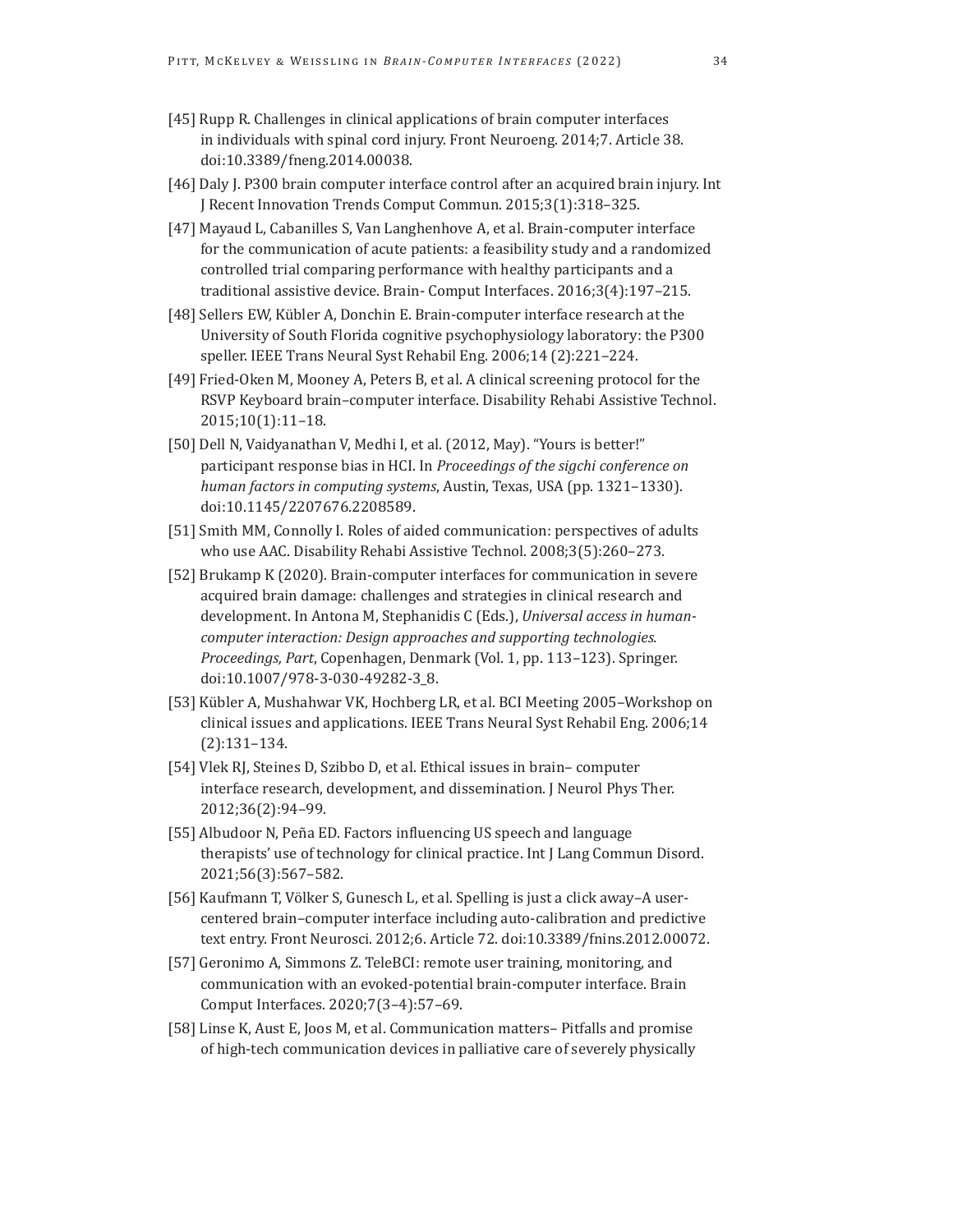[45] Rupp R. Challenges in clinical applications of brain computer interfaces in individuals with spinal cord injury. Front Neuroeng. 2014;7. Article 38. doi:10.3389/fneng.2014.00038.

[46] Daly J. P300 brain computer interface control after an acquired brain injury. Int J Recent Innovation Trends Comput Commun. 2015;3(1):318–325.

[47] Mayaud L, Cabanilles S, Van Langhenhove A, et al. Brain-computer interface for the communication of acute patients: a feasibility study and a randomized controlled trial comparing performance with healthy participants and a traditional assistive device. Brain- Comput Interfaces. 2016;3(4):197–215.

[48] Sellers EW, Kübler A, Donchin E. Brain-computer interface research at the University of South Florida cognitive psychophysiology laboratory: the P300 speller. IEEE Trans Neural Syst Rehabil Eng. 2006;14 (2):221–224.

[49] Fried-Oken M, Mooney A, Peters B, et al. A clinical screening protocol for the RSVP Keyboard brain–computer interface. Disability Rehabi Assistive Technol. 2015;10(1):11–18.

[50] Dell N, Vaidyanathan V, Medhi I, et al. (2012, May). "Yours is better!" participant response bias in HCI. In *Proceedings of the sigchi conference on human factors in computing systems*, Austin, Texas, USA (pp. 1321–1330). doi:10.1145/2207676.2208589.

[51] Smith MM, Connolly I. Roles of aided communication: perspectives of adults who use AAC. Disability Rehabi Assistive Technol. 2008;3(5):260–273.

[52] Brukamp K (2020). Brain-computer interfaces for communication in severe acquired brain damage: challenges and strategies in clinical research and development. In Antona M, Stephanidis C (Eds.), *Universal access in human-computer interaction: Design approaches and supporting technologies. Proceedings, Part*, Copenhagen, Denmark (Vol. 1, pp. 113–123). Springer. doi:10.1007/978-3-030-49282-3_8.

[53] Kübler A, Mushahwar VK, Hochberg LR, et al. BCI Meeting 2005–Workshop on clinical issues and applications. IEEE Trans Neural Syst Rehabil Eng. 2006;14 (2):131–134.

[54] Vlek RJ, Steines D, Szibbo D, et al. Ethical issues in brain– computer interface research, development, and dissemination. J Neurol Phys Ther. 2012;36(2):94–99.

[55] Albudoor N, Peña ED. Factors influencing US speech and language therapists' use of technology for clinical practice. Int J Lang Commun Disord. 2021;56(3):567–582.

[56] Kaufmann T, Völker S, Gunesch L, et al. Spelling is just a click away–A user-centered brain–computer interface including auto-calibration and predictive text entry. Front Neurosci. 2012;6. Article 72. doi:10.3389/fnins.2012.00072.

[57] Geronimo A, Simmons Z. TeleBCI: remote user training, monitoring, and communication with an evoked-potential brain-computer interface. Brain Comput Interfaces. 2020;7(3–4):57–69.

[58] Linse K, Aust E, Joos M, et al. Communication matters– Pitfalls and promise of high-tech communication devices in palliative care of severely physically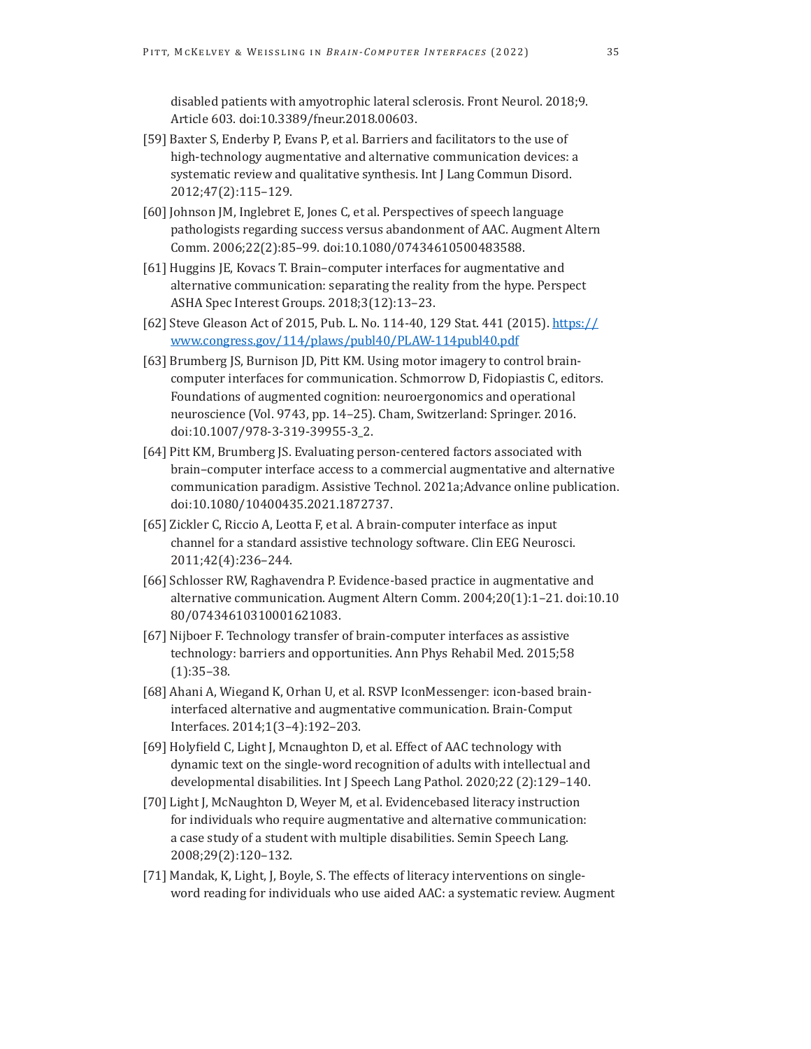disabled patients with amyotrophic lateral sclerosis. Front Neurol. 2018;9. Article 603. doi:10.3389/fneur.2018.00603.

[59] Baxter S, Enderby P, Evans P, et al. Barriers and facilitators to the use of high-technology augmentative and alternative communication devices: a systematic review and qualitative synthesis. Int J Lang Commun Disord. 2012;47(2):115–129.

[60] Johnson JM, Inglebret E, Jones C, et al. Perspectives of speech language pathologists regarding success versus abandonment of AAC. Augment Altern Comm. 2006;22(2):85–99. doi:10.1080/07434610500483588.

[61] Huggins JE, Kovacs T. Brain–computer interfaces for augmentative and alternative communication: separating the reality from the hype. Perspect ASHA Spec Interest Groups. 2018;3(12):13–23.

[62] Steve Gleason Act of 2015, Pub. L. No. 114-40, 129 Stat. 441 (2015). [https://www.congress.gov/114/plaws/publ40/PLAW-114publ40.pdf](https://www.congress.gov/114/plaws/publ40/PLAW-114publ40.pdf)

[63] Brumberg JS, Burnison JD, Pitt KM. Using motor imagery to control brain-computer interfaces for communication. Schmorrow D, Fidopiastis C, editors. Foundations of augmented cognition: neuroergonomics and operational neuroscience (Vol. 9743, pp. 14–25). Cham, Switzerland: Springer. 2016. doi:10.1007/978-3-319-39955-3_2.

[64] Pitt KM, Brumberg JS. Evaluating person-centered factors associated with brain–computer interface access to a commercial augmentative and alternative communication paradigm. Assistive Technol. 2021a;Advance online publication. doi:10.1080/10400435.2021.1872737.

[65] Zickler C, Riccio A, Leotta F, et al. A brain-computer interface as input channel for a standard assistive technology software. Clin EEG Neurosci. 2011;42(4):236–244.

[66] Schlosser RW, Raghavendra P. Evidence-based practice in augmentative and alternative communication. Augment Altern Comm. 2004;20(1):1–21. doi:10.1080/07434610310001621083.

[67] Nijboer F. Technology transfer of brain-computer interfaces as assistive technology: barriers and opportunities. Ann Phys Rehabil Med. 2015;58 (1):35–38.

[68] Ahani A, Wiegand K, Orhan U, et al. RSVP IconMessenger: icon-based brain-interfaced alternative and augmentative communication. Brain-Comput Interfaces. 2014;1(3–4):192–203.

[69] Holyfield C, Light J, Mcnaughton D, et al. Effect of AAC technology with dynamic text on the single-word recognition of adults with intellectual and developmental disabilities. Int J Speech Lang Pathol. 2020;22 (2):129–140.

[70] Light J, McNaughton D, Weyer M, et al. Evidencebased literacy instruction for individuals who require augmentative and alternative communication: a case study of a student with multiple disabilities. Semin Speech Lang. 2008;29(2):120–132.

[71] Mandak, K, Light, J, Boyle, S. The effects of literacy interventions on single-word reading for individuals who use aided AAC: a systematic review. Augment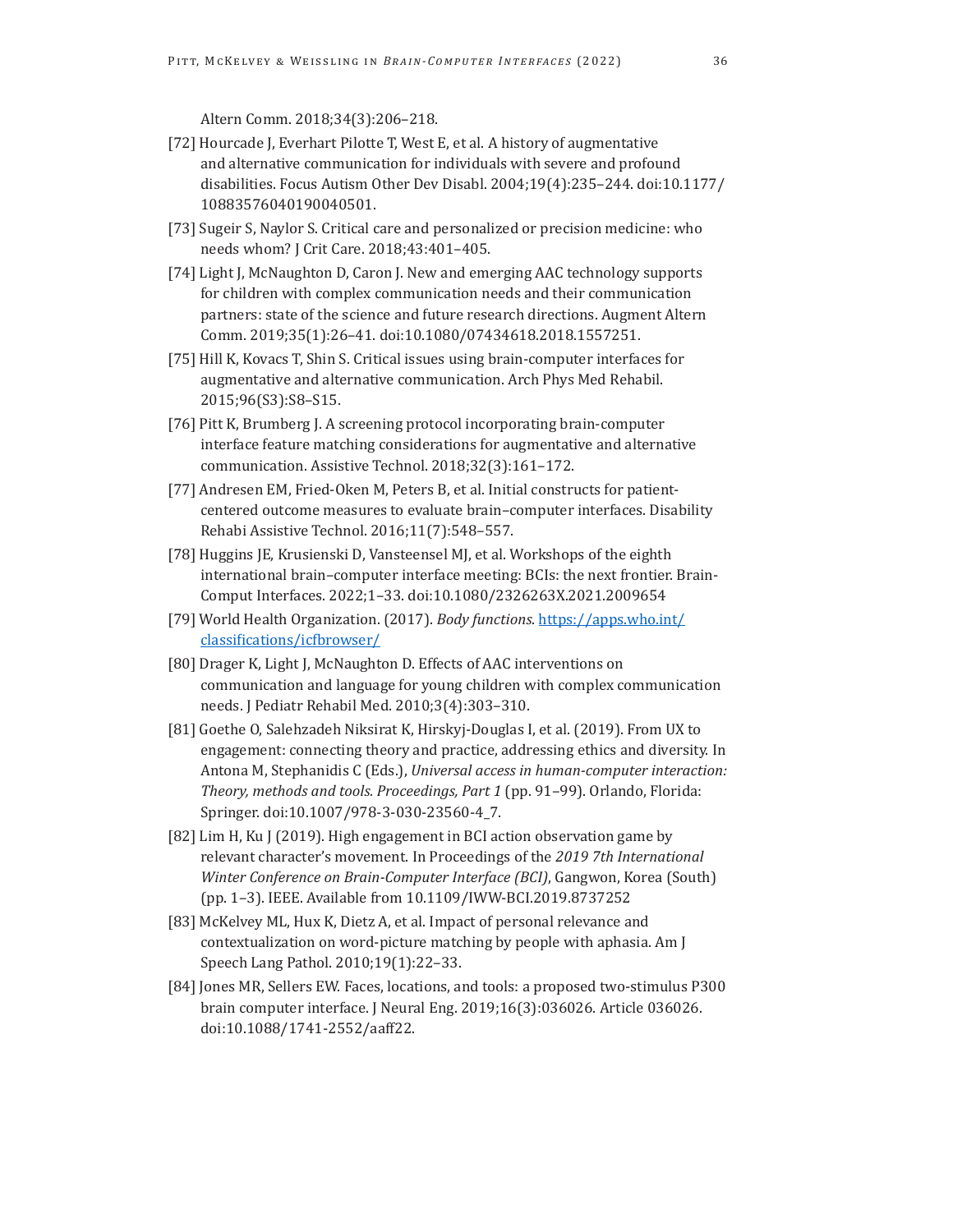Altern Comm. 2018;34(3):206–218.

[72] Hourcade J, Everhart Pilotte T, West E, et al. A history of augmentative and alternative communication for individuals with severe and profound disabilities. Focus Autism Other Dev Disabl. 2004;19(4):235–244. doi:10.1177/10883576040190040501.

[73] Sugeir S, Naylor S. Critical care and personalized or precision medicine: who needs whom? J Crit Care. 2018;43:401–405.

[74] Light J, McNaughton D, Caron J. New and emerging AAC technology supports for children with complex communication needs and their communication partners: state of the science and future research directions. Augment Altern Comm. 2019;35(1):26–41. doi:10.1080/07434618.2018.1557251.

[75] Hill K, Kovacs T, Shin S. Critical issues using brain-computer interfaces for augmentative and alternative communication. Arch Phys Med Rehabil. 2015;96(S3):S8–S15.

[76] Pitt K, Brumberg J. A screening protocol incorporating brain-computer interface feature matching considerations for augmentative and alternative communication. Assistive Technol. 2018;32(3):161–172.

[77] Andresen EM, Fried-Oken M, Peters B, et al. Initial constructs for patient-centered outcome measures to evaluate brain–computer interfaces. Disability Rehabi Assistive Technol. 2016;11(7):548–557.

[78] Huggins JE, Krusienski D, Vansteensel MJ, et al. Workshops of the eighth international brain–computer interface meeting: BCIs: the next frontier. Brain-Comput Interfaces. 2022;1–33. doi:10.1080/2326263X.2021.2009654

[79] World Health Organization. (2017). *Body functions*. [https://apps.who.int/classifications/icfbrowser/](https://apps.who.int/classifications/icfbrowser/)

[80] Drager K, Light J, McNaughton D. Effects of AAC interventions on communication and language for young children with complex communication needs. J Pediatr Rehabil Med. 2010;3(4):303–310.

[81] Goethe O, Salehzadeh Niksirat K, Hirskyj-Douglas I, et al. (2019). From UX to engagement: connecting theory and practice, addressing ethics and diversity. In Antona M, Stephanidis C (Eds.), *Universal access in human-computer interaction: Theory, methods and tools. Proceedings, Part 1* (pp. 91–99). Orlando, Florida: Springer. doi:10.1007/978-3-030-23560-4_7.

[82] Lim H, Ku J (2019). High engagement in BCI action observation game by relevant character's movement. In Proceedings of the *2019 7th International Winter Conference on Brain-Computer Interface (BCI)*, Gangwon, Korea (South) (pp. 1–3). IEEE. Available from 10.1109/IWW-BCI.2019.8737252

[83] McKelvey ML, Hux K, Dietz A, et al. Impact of personal relevance and contextualization on word-picture matching by people with aphasia. Am J Speech Lang Pathol. 2010;19(1):22–33.

[84] Jones MR, Sellers EW. Faces, locations, and tools: a proposed two-stimulus P300 brain computer interface. J Neural Eng. 2019;16(3):036026. Article 036026. doi:10.1088/1741-2552/aaff22.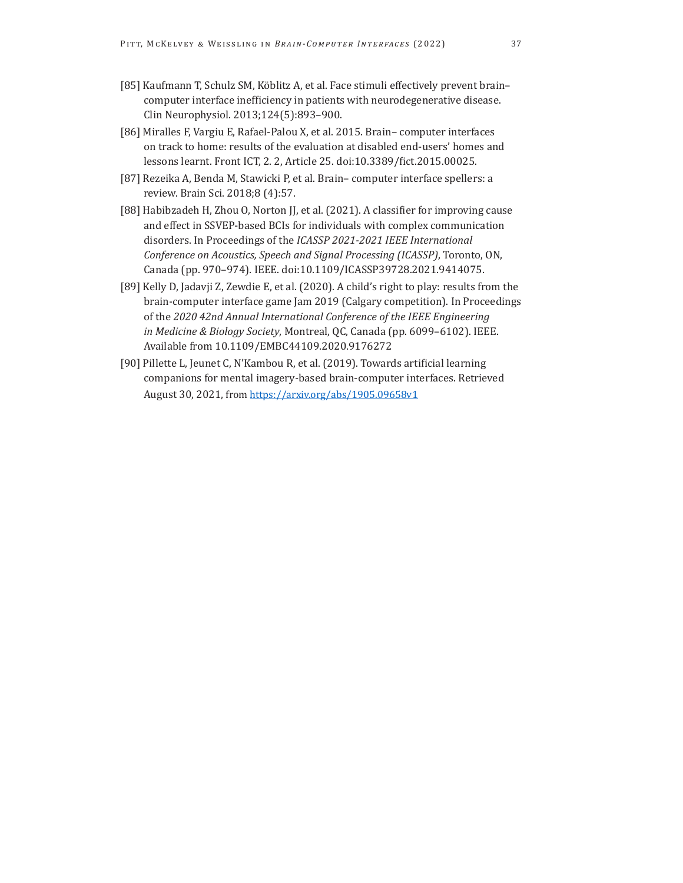[85] Kaufmann T, Schulz SM, Köblitz A, et al. Face stimuli effectively prevent brain–computer interface inefficiency in patients with neurodegenerative disease. Clin Neurophysiol. 2013;124(5):893–900.

[86] Miralles F, Vargiu E, Rafael-Palou X, et al. 2015. Brain– computer interfaces on track to home: results of the evaluation at disabled end-users' homes and lessons learnt. Front ICT, 2. 2, Article 25. doi:10.3389/fict.2015.00025.

[87] Rezeika A, Benda M, Stawicki P, et al. Brain– computer interface spellers: a review. Brain Sci. 2018;8 (4):57.

[88] Habibzadeh H, Zhou O, Norton JJ, et al. (2021). A classifier for improving cause and effect in SSVEP-based BCIs for individuals with complex communication disorders. In Proceedings of the *ICASSP 2021-2021 IEEE International Conference on Acoustics, Speech and Signal Processing (ICASSP)*, Toronto, ON, Canada (pp. 970–974). IEEE. doi:10.1109/ICASSP39728.2021.9414075.

[89] Kelly D, Jadavji Z, Zewdie E, et al. (2020). A child's right to play: results from the brain-computer interface game Jam 2019 (Calgary competition). In Proceedings of the *2020 42nd Annual International Conference of the IEEE Engineering in Medicine & Biology Society*, Montreal, QC, Canada (pp. 6099–6102). IEEE. Available from 10.1109/EMBC44109.2020.9176272

[90] Pillette L, Jeunet C, N'Kambou R, et al. (2019). Towards artificial learning companions for mental imagery-based brain-computer interfaces. Retrieved August 30, 2021, from https://arxiv.org/abs/1905.09658v1